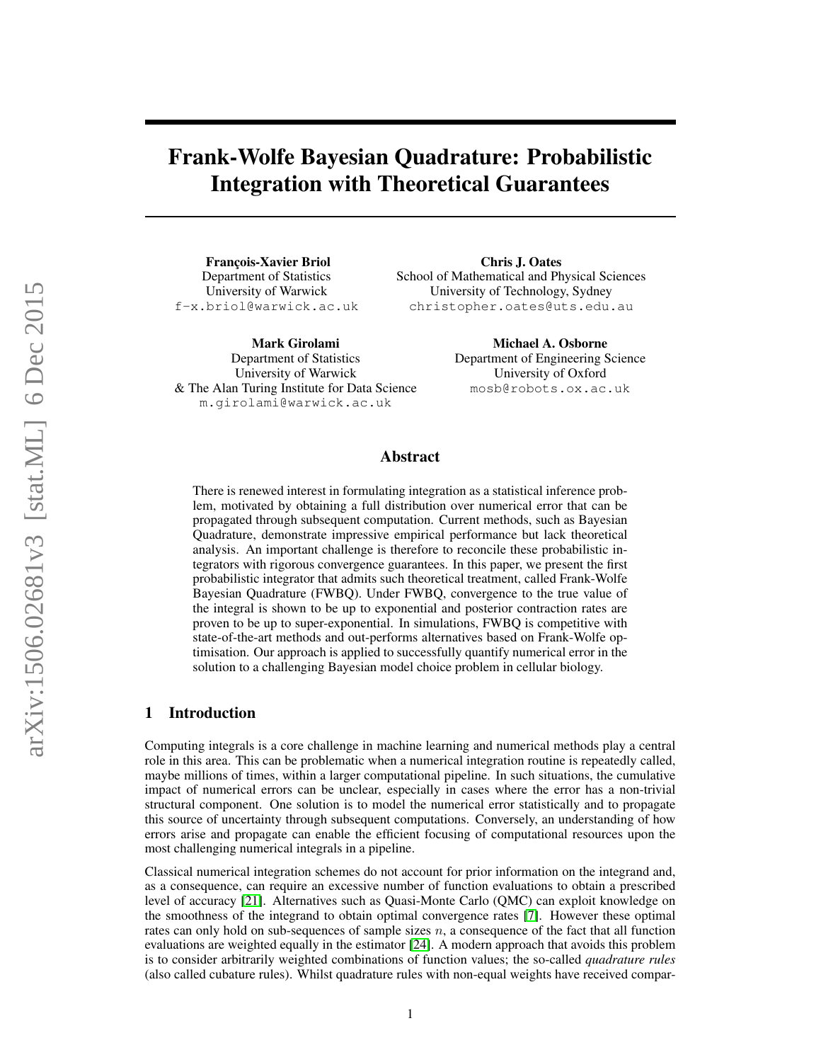# Frank-Wolfe Bayesian Quadrature: Probabilistic Integration with Theoretical Guarantees

**François-Xavier Briol**
Department of Statistics
University of Warwick
f-x.briol@warwick.ac.uk

**Chris J. Oates**
School of Mathematical and Physical Sciences
University of Technology, Sydney
christopher.oates@uts.edu.au

**Mark Girolami**
Department of Statistics
University of Warwick
& The Alan Turing Institute for Data Science
m.girolami@warwick.ac.uk

**Michael A. Osborne**
Department of Engineering Science
University of Oxford
mosb@robots.ox.ac.uk

## Abstract

There is renewed interest in formulating integration as a statistical inference problem, motivated by obtaining a full distribution over numerical error that can be propagated through subsequent computation. Current methods, such as Bayesian Quadrature, demonstrate impressive empirical performance but lack theoretical analysis. An important challenge is therefore to reconcile these probabilistic integrators with rigorous convergence guarantees. In this paper, we present the first probabilistic integrator that admits such theoretical treatment, called Frank-Wolfe Bayesian Quadrature (FWBQ). Under FWBQ, convergence to the true value of the integral is shown to be up to exponential and posterior contraction rates are proven to be up to super-exponential. In simulations, FWBQ is competitive with state-of-the-art methods and out-performs alternatives based on Frank-Wolfe optimisation. Our approach is applied to successfully quantify numerical error in the solution to a challenging Bayesian model choice problem in cellular biology.

## 1 Introduction

Computing integrals is a core challenge in machine learning and numerical methods play a central role in this area. This can be problematic when a numerical integration routine is repeatedly called, maybe millions of times, within a larger computational pipeline. In such situations, the cumulative impact of numerical errors can be unclear, especially in cases where the error has a non-trivial structural component. One solution is to model the numerical error statistically and to propagate this source of uncertainty through subsequent computations. Conversely, an understanding of how errors arise and propagate can enable the efficient focusing of computational resources upon the most challenging numerical integrals in a pipeline.

Classical numerical integration schemes do not account for prior information on the integrand and, as a consequence, can require an excessive number of function evaluations to obtain a prescribed level of accuracy [21]. Alternatives such as Quasi-Monte Carlo (QMC) can exploit knowledge on the smoothness of the integrand to obtain optimal convergence rates [7]. However these optimal rates can only hold on sub-sequences of sample sizes $n$, a consequence of the fact that all function evaluations are weighted equally in the estimator [24]. A modern approach that avoids this problem is to consider arbitrarily weighted combinations of function values; the so-called *quadrature rules* (also called cubature rules). Whilst quadrature rules with non-equal weights have received compar-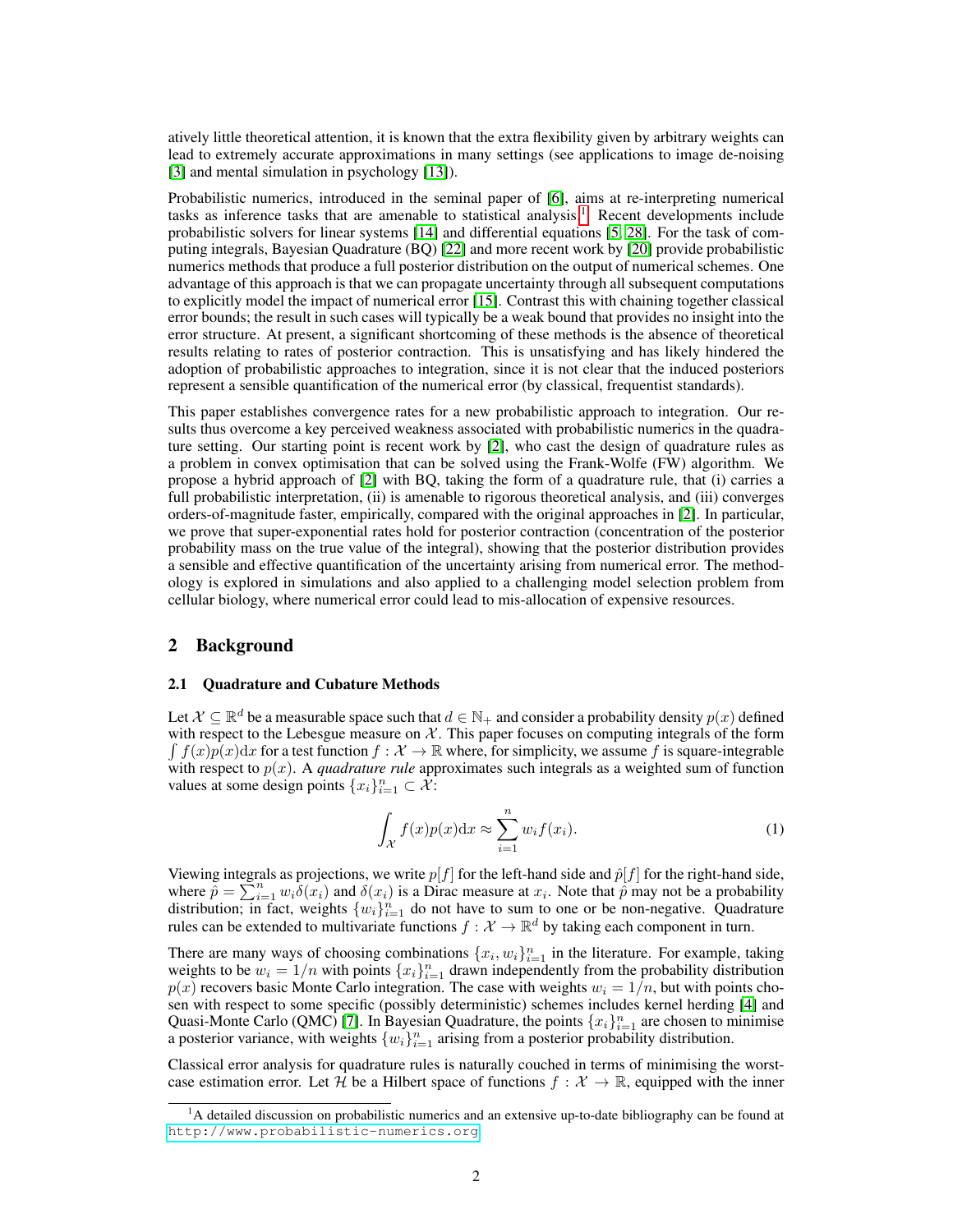atively little theoretical attention, it is known that the extra flexibility given by arbitrary weights can lead to extremely accurate approximations in many settings (see applications to image de-noising [3] and mental simulation in psychology [13]).

Probabilistic numerics, introduced in the seminal paper of [6], aims at re-interpreting numerical tasks as inference tasks that are amenable to statistical analysis.[1] Recent developments include probabilistic solvers for linear systems [14] and differential equations [5, 28]. For the task of computing integrals, Bayesian Quadrature (BQ) [22] and more recent work by [20] provide probabilistic numerics methods that produce a full posterior distribution on the output of numerical schemes. One advantage of this approach is that we can propagate uncertainty through all subsequent computations to explicitly model the impact of numerical error [15]. Contrast this with chaining together classical error bounds; the result in such cases will typically be a weak bound that provides no insight into the error structure. At present, a significant shortcoming of these methods is the absence of theoretical results relating to rates of posterior contraction. This is unsatisfying and has likely hindered the adoption of probabilistic approaches to integration, since it is not clear that the induced posteriors represent a sensible quantification of the numerical error (by classical, frequentist standards).

This paper establishes convergence rates for a new probabilistic approach to integration. Our results thus overcome a key perceived weakness associated with probabilistic numerics in the quadrature setting. Our starting point is recent work by [2], who cast the design of quadrature rules as a problem in convex optimisation that can be solved using the Frank-Wolfe (FW) algorithm. We propose a hybrid approach of [2] with BQ, taking the form of a quadrature rule, that (i) carries a full probabilistic interpretation, (ii) is amenable to rigorous theoretical analysis, and (iii) converges orders-of-magnitude faster, empirically, compared with the original approaches in [2]. In particular, we prove that super-exponential rates hold for posterior contraction (concentration of the posterior probability mass on the true value of the integral), showing that the posterior distribution provides a sensible and effective quantification of the uncertainty arising from numerical error. The methodology is explored in simulations and also applied to a challenging model selection problem from cellular biology, where numerical error could lead to mis-allocation of expensive resources.

## 2 Background

### 2.1 Quadrature and Cubature Methods

Let $\mathcal{X} \subseteq \mathbb{R}^d$ be a measurable space such that $d \in \mathbb{N}_+$ and consider a probability density $p(x)$ defined with respect to the Lebesgue measure on $\mathcal{X}$. This paper focuses on computing integrals of the form $\int f(x)p(x)\mathrm{d}x$ for a test function $f : \mathcal{X} \to \mathbb{R}$ where, for simplicity, we assume $f$ is square-integrable with respect to $p(x)$. A *quadrature rule* approximates such integrals as a weighted sum of function values at some design points $\{x_i\}_{i=1}^n \subset \mathcal{X}$:

$$\int_{\mathcal{X}} f(x)p(x)\mathrm{d}x \approx \sum_{i=1}^{n} w_i f(x_i). \tag{1}$$

Viewing integrals as projections, we write $p[f]$ for the left-hand side and $\hat{p}[f]$ for the right-hand side, where $\hat{p} = \sum_{i=1}^n w_i \delta(x_i)$ and $\delta(x_i)$ is a Dirac measure at $x_i$. Note that $\hat{p}$ may not be a probability distribution; in fact, weights $\{w_i\}_{i=1}^n$ do not have to sum to one or be non-negative. Quadrature rules can be extended to multivariate functions $f : \mathcal{X} \to \mathbb{R}^d$ by taking each component in turn.

There are many ways of choosing combinations $\{x_i, w_i\}_{i=1}^n$ in the literature. For example, taking weights to be $w_i = 1/n$ with points $\{x_i\}_{i=1}^n$ drawn independently from the probability distribution $p(x)$ recovers basic Monte Carlo integration. The case with weights $w_i = 1/n$, but with points chosen with respect to some specific (possibly deterministic) schemes includes kernel herding [4] and Quasi-Monte Carlo (QMC) [7]. In Bayesian Quadrature, the points $\{x_i\}_{i=1}^n$ are chosen to minimise a posterior variance, with weights $\{w_i\}_{i=1}^n$ arising from a posterior probability distribution.

Classical error analysis for quadrature rules is naturally couched in terms of minimising the worst-case estimation error. Let $\mathcal{H}$ be a Hilbert space of functions $f : \mathcal{X} \to \mathbb{R}$, equipped with the inner

[1] A detailed discussion on probabilistic numerics and an extensive up-to-date bibliography can be found at http://www.probabilistic-numerics.org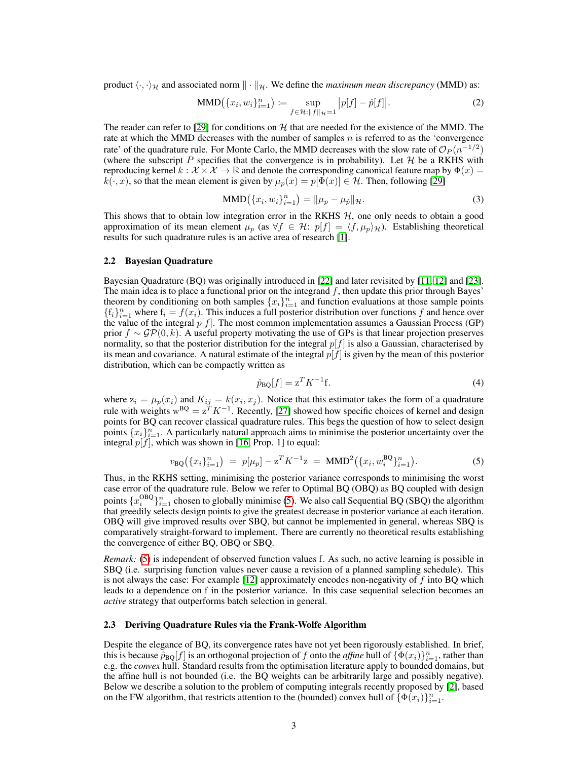product $\langle\cdot,\cdot\rangle_{\mathcal{H}}$ and associated norm $\|\cdot\|_{\mathcal{H}}$. We define the *maximum mean discrepancy* (MMD) as:

$$\text{MMD}\big(\{x_i, w_i\}_{i=1}^n\big) := \sup_{f\in\mathcal{H}:\|f\|_{\mathcal{H}}=1} \big|p[f] - \hat{p}[f]\big|. \tag{2}$$

The reader can refer to [29] for conditions on $\mathcal{H}$ that are needed for the existence of the MMD. The rate at which the MMD decreases with the number of samples $n$ is referred to as the 'convergence rate' of the quadrature rule. For Monte Carlo, the MMD decreases with the slow rate of $\mathcal{O}_P(n^{-1/2})$ (where the subscript $P$ specifies that the convergence is in probability). Let $\mathcal{H}$ be a RKHS with reproducing kernel $k : \mathcal{X}\times\mathcal{X}\to\mathbb{R}$ and denote the corresponding canonical feature map by $\Phi(x) = k(\cdot, x)$, so that the mean element is given by $\mu_p(x) = p[\Phi(x)] \in \mathcal{H}$. Then, following [29]

$$\text{MMD}\big(\{x_i, w_i\}_{i=1}^n\big) = \|\mu_p - \mu_{\hat{p}}\|_{\mathcal{H}}. \tag{3}$$

This shows that to obtain low integration error in the RKHS $\mathcal{H}$, one only needs to obtain a good approximation of its mean element $\mu_p$ (as $\forall f\in\mathcal{H}$: $p[f] = \langle f, \mu_p\rangle_{\mathcal{H}}$). Establishing theoretical results for such quadrature rules is an active area of research [1].

### 2.2 Bayesian Quadrature

Bayesian Quadrature (BQ) was originally introduced in [22] and later revisited by [11, 12] and [23]. The main idea is to place a functional prior on the integrand $f$, then update this prior through Bayes' theorem by conditioning on both samples $\{x_i\}_{i=1}^n$ and function evaluations at those sample points $\{\mathrm{f}_i\}_{i=1}^n$ where $\mathrm{f}_i = f(x_i)$. This induces a full posterior distribution over functions $f$ and hence over the value of the integral $p[f]$. The most common implementation assumes a Gaussian Process (GP) prior $f\sim\mathcal{GP}(0,k)$. A useful property motivating the use of GPs is that linear projection preserves normality, so that the posterior distribution for the integral $p[f]$ is also a Gaussian, characterised by its mean and covariance. A natural estimate of the integral $p[f]$ is given by the mean of this posterior distribution, which can be compactly written as

$$\hat{p}_{\text{BQ}}[f] = \mathrm{z}^T K^{-1}\mathrm{f}. \tag{4}$$

where $\mathrm{z}_i = \mu_p(x_i)$ and $K_{ij} = k(x_i, x_j)$. Notice that this estimator takes the form of a quadrature rule with weights $\mathrm{w}^{\text{BQ}} = \mathrm{z}^T K^{-1}$. Recently, [27] showed how specific choices of kernel and design points for BQ can recover classical quadrature rules. This begs the question of how to select design points $\{x_i\}_{i=1}^n$. A particularly natural approach aims to minimise the posterior uncertainty over the integral $p[f]$, which was shown in [16, Prop. 1] to equal:

$$v_{\text{BQ}}\big(\{x_i\}_{i=1}^n\big) \;=\; p[\mu_p] - \mathrm{z}^T K^{-1}\mathrm{z} \;=\; \text{MMD}^2\big(\{x_i, w_i^{\text{BQ}}\}_{i=1}^n\big). \tag{5}$$

Thus, in the RKHS setting, minimising the posterior variance corresponds to minimising the worst case error of the quadrature rule. Below we refer to Optimal BQ (OBQ) as BQ coupled with design points $\{x_i^{\text{OBQ}}\}_{i=1}^n$ chosen to globally minimise (5). We also call Sequential BQ (SBQ) the algorithm that greedily selects design points to give the greatest decrease in posterior variance at each iteration. OBQ will give improved results over SBQ, but cannot be implemented in general, whereas SBQ is comparatively straight-forward to implement. There are currently no theoretical results establishing the convergence of either BQ, OBQ or SBQ.

*Remark:* (5) is independent of observed function values f. As such, no active learning is possible in SBQ (i.e. surprising function values never cause a revision of a planned sampling schedule). This is not always the case: For example [12] approximately encodes non-negativity of $f$ into BQ which leads to a dependence on f in the posterior variance. In this case sequential selection becomes an *active* strategy that outperforms batch selection in general.

### 2.3 Deriving Quadrature Rules via the Frank-Wolfe Algorithm

Despite the elegance of BQ, its convergence rates have not yet been rigorously established. In brief, this is because $\hat{p}_{\text{BQ}}[f]$ is an orthogonal projection of $f$ onto the *affine* hull of $\{\Phi(x_i)\}_{i=1}^n$, rather than e.g. the *convex* hull. Standard results from the optimisation literature apply to bounded domains, but the affine hull is not bounded (i.e. the BQ weights can be arbitrarily large and possibly negative). Below we describe a solution to the problem of computing integrals recently proposed by [2], based on the FW algorithm, that restricts attention to the (bounded) convex hull of $\{\Phi(x_i)\}_{i=1}^n$.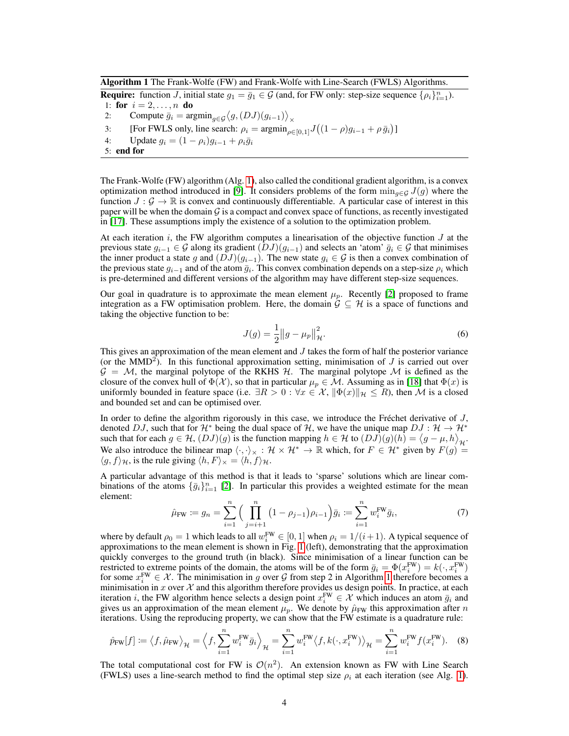**Algorithm 1** The Frank-Wolfe (FW) and Frank-Wolfe with Line-Search (FWLS) Algorithms.

**Require:** function $J$, initial state $g_1 = \bar{g}_1 \in \mathcal{G}$ (and, for FW only: step-size sequence $\{\rho_i\}_{i=1}^n$).

1: **for** $i = 2, \ldots, n$ **do**

2: Compute $\bar{g}_i = \text{argmin}_{g \in \mathcal{G}} \langle g, (DJ)(g_{i-1}) \rangle_\times$

3: [For FWLS only, line search: $\rho_i = \text{argmin}_{\rho \in [0,1]} J\big((1-\rho) g_{i-1} + \rho\, \bar{g}_i\big)$]

4: Update $g_i = (1 - \rho_i) g_{i-1} + \rho_i \bar{g}_i$

5: **end for**

The Frank-Wolfe (FW) algorithm (Alg. 1), also called the conditional gradient algorithm, is a convex optimization method introduced in [9]. It considers problems of the form $\min_{g \in \mathcal{G}} J(g)$ where the function $J : \mathcal{G} \to \mathbb{R}$ is convex and continuously differentiable. A particular case of interest in this paper will be when the domain $\mathcal{G}$ is a compact and convex space of functions, as recently investigated in [17]. These assumptions imply the existence of a solution to the optimization problem.

At each iteration $i$, the FW algorithm computes a linearisation of the objective function $J$ at the previous state $g_{i-1} \in \mathcal{G}$ along its gradient $(DJ)(g_{i-1})$ and selects an 'atom' $\bar{g}_i \in \mathcal{G}$ that minimises the inner product a state $g$ and $(DJ)(g_{i-1})$. The new state $g_i \in \mathcal{G}$ is then a convex combination of the previous state $g_{i-1}$ and of the atom $\bar{g}_i$. This convex combination depends on a step-size $\rho_i$ which is pre-determined and different versions of the algorithm may have different step-size sequences.

Our goal in quadrature is to approximate the mean element $\mu_p$. Recently [2] proposed to frame integration as a FW optimisation problem. Here, the domain $\mathcal{G} \subseteq \mathcal{H}$ is a space of functions and taking the objective function to be:

$$J(g) = \frac{1}{2} \big\| g - \mu_p \big\|_{\mathcal{H}}^2. \tag{6}$$

This gives an approximation of the mean element and $J$ takes the form of half the posterior variance (or the MMD$^2$). In this functional approximation setting, minimisation of $J$ is carried out over $\mathcal{G} = \mathcal{M}$, the marginal polytope of the RKHS $\mathcal{H}$. The marginal polytope $\mathcal{M}$ is defined as the closure of the convex hull of $\Phi(\mathcal{X})$, so that in particular $\mu_p \in \mathcal{M}$. Assuming as in [18] that $\Phi(x)$ is uniformly bounded in feature space (i.e. $\exists R > 0 : \forall x \in \mathcal{X}, \|\Phi(x)\|_{\mathcal{H}} \leq R$), then $\mathcal{M}$ is a closed and bounded set and can be optimised over.

In order to define the algorithm rigorously in this case, we introduce the Fréchet derivative of $J$, denoted $DJ$, such that for $\mathcal{H}^*$ being the dual space of $\mathcal{H}$, we have the unique map $DJ : \mathcal{H} \to \mathcal{H}^*$ such that for each $g \in \mathcal{H}$, $(DJ)(g)$ is the function mapping $h \in \mathcal{H}$ to $(DJ)(g)(h) = \langle g - \mu, h \rangle_{\mathcal{H}}$. We also introduce the bilinear map $\langle \cdot, \cdot \rangle_\times : \mathcal{H} \times \mathcal{H}^* \to \mathbb{R}$ which, for $F \in \mathcal{H}^*$ given by $F(g) = \langle g, f \rangle_{\mathcal{H}}$, is the rule giving $\langle h, F \rangle_\times = \langle h, f \rangle_{\mathcal{H}}$.

A particular advantage of this method is that it leads to 'sparse' solutions which are linear combinations of the atoms $\{\bar{g}_i\}_{i=1}^n$ [2]. In particular this provides a weighted estimate for the mean element:

$$\hat{\mu}_{\text{FW}} := g_n = \sum_{i=1}^n \Big( \prod_{j=i+1}^n \big(1 - \rho_{j-1}\big) \rho_{i-1} \Big) \bar{g}_i := \sum_{i=1}^n w_i^{\text{FW}} \bar{g}_i, \tag{7}$$

where by default $\rho_0 = 1$ which leads to all $w_i^{\text{FW}} \in [0, 1]$ when $\rho_i = 1/(i+1)$. A typical sequence of approximations to the mean element is shown in Fig. 1 (left), demonstrating that the approximation quickly converges to the ground truth (in black). Since minimisation of a linear function can be restricted to extreme points of the domain, the atoms will be of the form $\bar{g}_i = \Phi(x_i^{\text{FW}}) = k(\cdot, x_i^{\text{FW}})$ for some $x_i^{\text{FW}} \in \mathcal{X}$. The minimisation in $g$ over $\mathcal{G}$ from step 2 in Algorithm 1 therefore becomes a minimisation in $x$ over $\mathcal{X}$ and this algorithm therefore provides us design points. In practice, at each iteration $i$, the FW algorithm hence selects a design point $x_i^{\text{FW}} \in \mathcal{X}$ which induces an atom $\bar{g}_i$ and gives us an approximation of the mean element $\mu_p$. We denote by $\hat{\mu}_{\text{FW}}$ this approximation after $n$ iterations. Using the reproducing property, we can show that the FW estimate is a quadrature rule:

$$\hat{p}_{\text{FW}}[f] := \big\langle f, \hat{\mu}_{\text{FW}} \big\rangle_{\mathcal{H}} = \Big\langle f, \sum_{i=1}^n w_i^{\text{FW}} \bar{g}_i \Big\rangle_{\mathcal{H}} = \sum_{i=1}^n w_i^{\text{FW}} \big\langle f, k(\cdot, x_i^{\text{FW}}) \big\rangle_{\mathcal{H}} = \sum_{i=1}^n w_i^{\text{FW}} f(x_i^{\text{FW}}). \tag{8}$$

The total computational cost for FW is $\mathcal{O}(n^2)$. An extension known as FW with Line Search (FWLS) uses a line-search method to find the optimal step size $\rho_i$ at each iteration (see Alg. 1).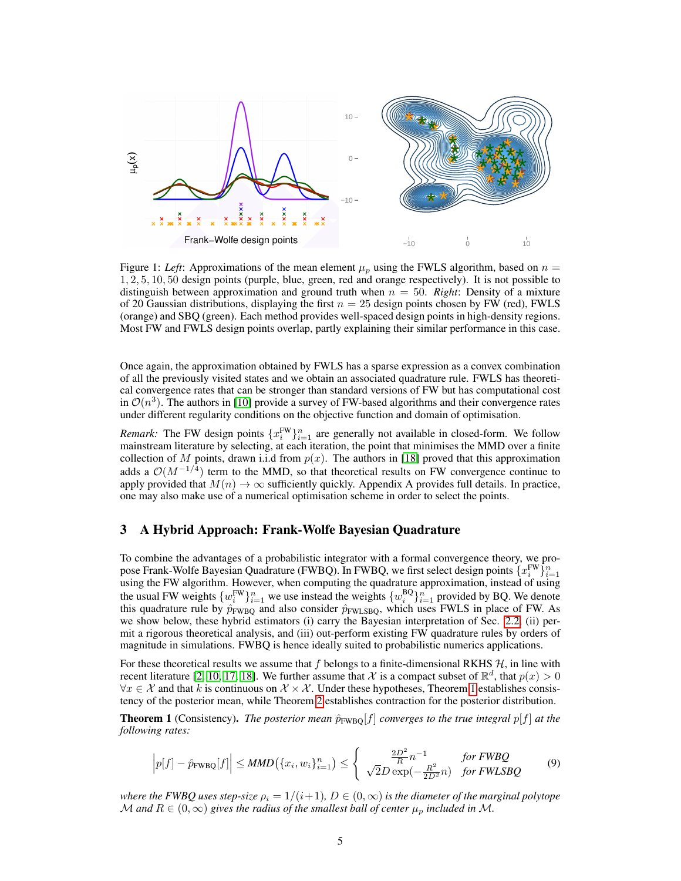Figure 1: *Left*: Approximations of the mean element $\mu_p$ using the FWLS algorithm, based on $n = 1, 2, 5, 10, 50$ design points (purple, blue, green, red and orange respectively). It is not possible to distinguish between approximation and ground truth when $n = 50$. *Right*: Density of a mixture of 20 Gaussian distributions, displaying the first $n = 25$ design points chosen by FW (red), FWLS (orange) and SBQ (green). Each method provides well-spaced design points in high-density regions. Most FW and FWLS design points overlap, partly explaining their similar performance in this case.

Once again, the approximation obtained by FWLS has a sparse expression as a convex combination of all the previously visited states and we obtain an associated quadrature rule. FWLS has theoretical convergence rates that can be stronger than standard versions of FW but has computational cost in $\mathcal{O}(n^3)$. The authors in [10] provide a survey of FW-based algorithms and their convergence rates under different regularity conditions on the objective function and domain of optimisation.

*Remark:* The FW design points $\{x_i^{\text{FW}}\}_{i=1}^n$ are generally not available in closed-form. We follow mainstream literature by selecting, at each iteration, the point that minimises the MMD over a finite collection of $M$ points, drawn i.i.d from $p(x)$. The authors in [18] proved that this approximation adds a $\mathcal{O}(M^{-1/4})$ term to the MMD, so that theoretical results on FW convergence continue to apply provided that $M(n) \to \infty$ sufficiently quickly. Appendix A provides full details. In practice, one may also make use of a numerical optimisation scheme in order to select the points.

## 3 A Hybrid Approach: Frank-Wolfe Bayesian Quadrature

To combine the advantages of a probabilistic integrator with a formal convergence theory, we propose Frank-Wolfe Bayesian Quadrature (FWBQ). In FWBQ, we first select design points $\{x_i^{\text{FW}}\}_{i=1}^n$ using the FW algorithm. However, when computing the quadrature approximation, instead of using the usual FW weights $\{w_i^{\text{FW}}\}_{i=1}^n$ we use instead the weights $\{w_i^{\text{BQ}}\}_{i=1}^n$ provided by BQ. We denote this quadrature rule by $\hat{p}_{\text{FWBQ}}$ and also consider $\hat{p}_{\text{FWLSBQ}}$, which uses FWLS in place of FW. As we show below, these hybrid estimators (i) carry the Bayesian interpretation of Sec. 2.2, (ii) permit a rigorous theoretical analysis, and (iii) out-perform existing FW quadrature rules by orders of magnitude in simulations. FWBQ is hence ideally suited to probabilistic numerics applications.

For these theoretical results we assume that $f$ belongs to a finite-dimensional RKHS $\mathcal{H}$, in line with recent literature [2, 10, 17, 18]. We further assume that $\mathcal{X}$ is a compact subset of $\mathbb{R}^d$, that $p(x) > 0$ $\forall x \in \mathcal{X}$ and that $k$ is continuous on $\mathcal{X} \times \mathcal{X}$. Under these hypotheses, Theorem 1 establishes consistency of the posterior mean, while Theorem 2 establishes contraction for the posterior distribution.

**Theorem 1** (Consistency). *The posterior mean $\hat{p}_{\text{FWBQ}}[f]$ converges to the true integral $p[f]$ at the following rates:*

$$\Big| p[f] - \hat{p}_{\text{FWBQ}}[f] \Big| \leq \textit{MMD}\big(\{x_i, w_i\}_{i=1}^n\big) \leq \begin{cases} \frac{2D^2}{R} n^{-1} & \textit{for FWBQ} \\ \sqrt{2} D \exp(-\frac{R^2}{2D^2} n) & \textit{for FWLSBQ} \end{cases} \tag{9}$$

*where the FWBQ uses step-size $\rho_i = 1/(i+1)$, $D \in (0, \infty)$ is the diameter of the marginal polytope $\mathcal{M}$ and $R \in (0, \infty)$ gives the radius of the smallest ball of center $\mu_p$ included in $\mathcal{M}$.*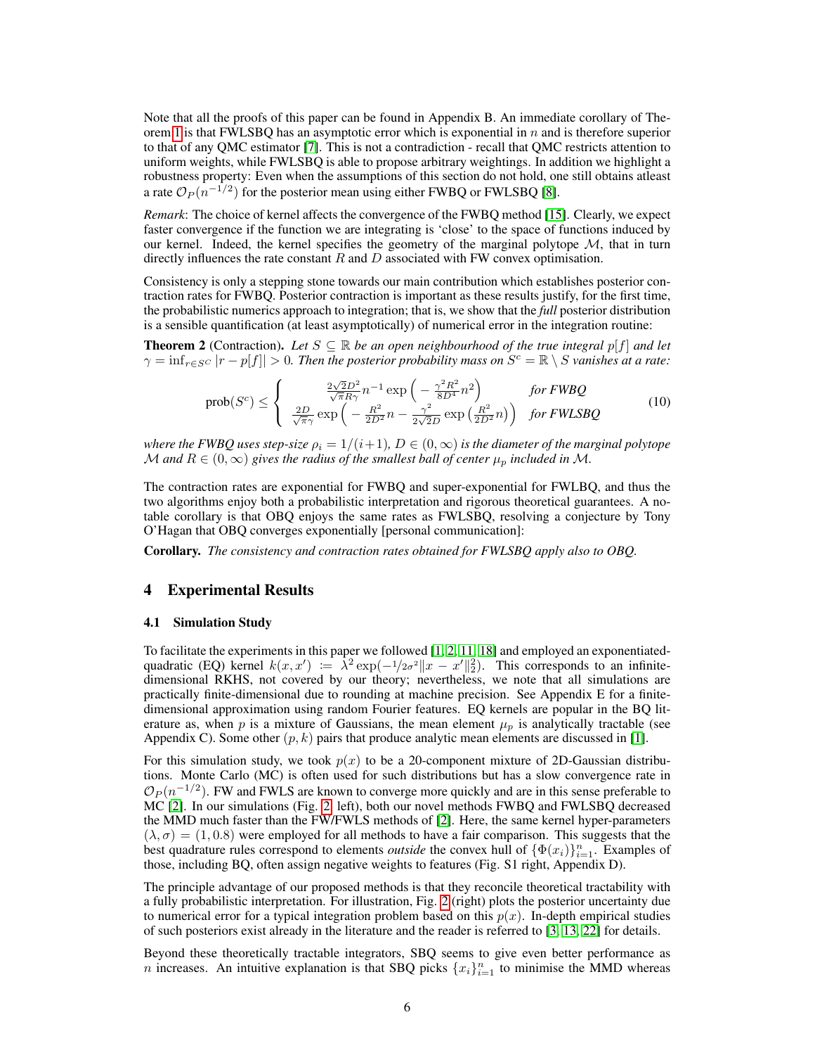Note that all the proofs of this paper can be found in Appendix B. An immediate corollary of Theorem 1 is that FWLSBQ has an asymptotic error which is exponential in $n$ and is therefore superior to that of any QMC estimator [7]. This is not a contradiction - recall that QMC restricts attention to uniform weights, while FWLSBQ is able to propose arbitrary weightings. In addition we highlight a robustness property: Even when the assumptions of this section do not hold, one still obtains atleast a rate $\mathcal{O}_P(n^{-1/2})$ for the posterior mean using either FWBQ or FWLSBQ [8].

*Remark*: The choice of kernel affects the convergence of the FWBQ method [15]. Clearly, we expect faster convergence if the function we are integrating is 'close' to the space of functions induced by our kernel. Indeed, the kernel specifies the geometry of the marginal polytope $\mathcal{M}$, that in turn directly influences the rate constant $R$ and $D$ associated with FW convex optimisation.

Consistency is only a stepping stone towards our main contribution which establishes posterior contraction rates for FWBQ. Posterior contraction is important as these results justify, for the first time, the probabilistic numerics approach to integration; that is, we show that the *full* posterior distribution is a sensible quantification (at least asymptotically) of numerical error in the integration routine:

**Theorem 2** (Contraction). *Let $S \subseteq \mathbb{R}$ be an open neighbourhood of the true integral $p[f]$ and let $\gamma = \inf_{r \in S^C} |r - p[f]| > 0$. Then the posterior probability mass on $S^c = \mathbb{R} \setminus S$ vanishes at a rate:*

$$
\text{prob}(S^c) \leq \begin{cases} \frac{2\sqrt{2}D^2}{\sqrt{\pi}R\gamma} n^{-1} \exp\Big(-\frac{\gamma^2 R^2}{8D^4} n^2\Big) & \text{for FWBQ} \\ \frac{2D}{\sqrt{\pi}\gamma} \exp\Big(-\frac{R^2}{2D^2} n - \frac{\gamma^2}{2\sqrt{2}D} \exp\big(\frac{R^2}{2D^2} n\big)\Big) & \text{for FWLSBQ} \end{cases} \tag{10}
$$

*where the FWBQ uses step-size $\rho_i = 1/(i+1)$, $D \in (0, \infty)$ is the diameter of the marginal polytope $\mathcal{M}$ and $R \in (0, \infty)$ gives the radius of the smallest ball of center $\mu_p$ included in $\mathcal{M}$.*

The contraction rates are exponential for FWBQ and super-exponential for FWLBQ, and thus the two algorithms enjoy both a probabilistic interpretation and rigorous theoretical guarantees. A notable corollary is that OBQ enjoys the same rates as FWLSBQ, resolving a conjecture by Tony O'Hagan that OBQ converges exponentially [personal communication]:

**Corollary.** *The consistency and contraction rates obtained for FWLSBQ apply also to OBQ.*

## 4 Experimental Results

### 4.1 Simulation Study

To facilitate the experiments in this paper we followed [1, 2, 11, 18] and employed an exponentiated-quadratic (EQ) kernel $k(x, x') := \lambda^2 \exp(-1/2\sigma^2 \|x - x'\|_2^2)$. This corresponds to an infinite-dimensional RKHS, not covered by our theory; nevertheless, we note that all simulations are practically finite-dimensional due to rounding at machine precision. See Appendix E for a finite-dimensional approximation using random Fourier features. EQ kernels are popular in the BQ literature as, when $p$ is a mixture of Gaussians, the mean element $\mu_p$ is analytically tractable (see Appendix C). Some other $(p, k)$ pairs that produce analytic mean elements are discussed in [1].

For this simulation study, we took $p(x)$ to be a 20-component mixture of 2D-Gaussian distributions. Monte Carlo (MC) is often used for such distributions but has a slow convergence rate in $\mathcal{O}_P(n^{-1/2})$. FW and FWLS are known to converge more quickly and are in this sense preferable to MC [2]. In our simulations (Fig. 2, left), both our novel methods FWBQ and FWLSBQ decreased the MMD much faster than the FW/FWLS methods of [2]. Here, the same kernel hyper-parameters $(\lambda, \sigma) = (1, 0.8)$ were employed for all methods to have a fair comparison. This suggests that the best quadrature rules correspond to elements *outside* the convex hull of $\{\Phi(x_i)\}_{i=1}^n$. Examples of those, including BQ, often assign negative weights to features (Fig. S1 right, Appendix D).

The principle advantage of our proposed methods is that they reconcile theoretical tractability with a fully probabilistic interpretation. For illustration, Fig. 2 (right) plots the posterior uncertainty due to numerical error for a typical integration problem based on this $p(x)$. In-depth empirical studies of such posteriors exist already in the literature and the reader is referred to [3, 13, 22] for details.

Beyond these theoretically tractable integrators, SBQ seems to give even better performance as $n$ increases. An intuitive explanation is that SBQ picks $\{x_i\}_{i=1}^n$ to minimise the MMD whereas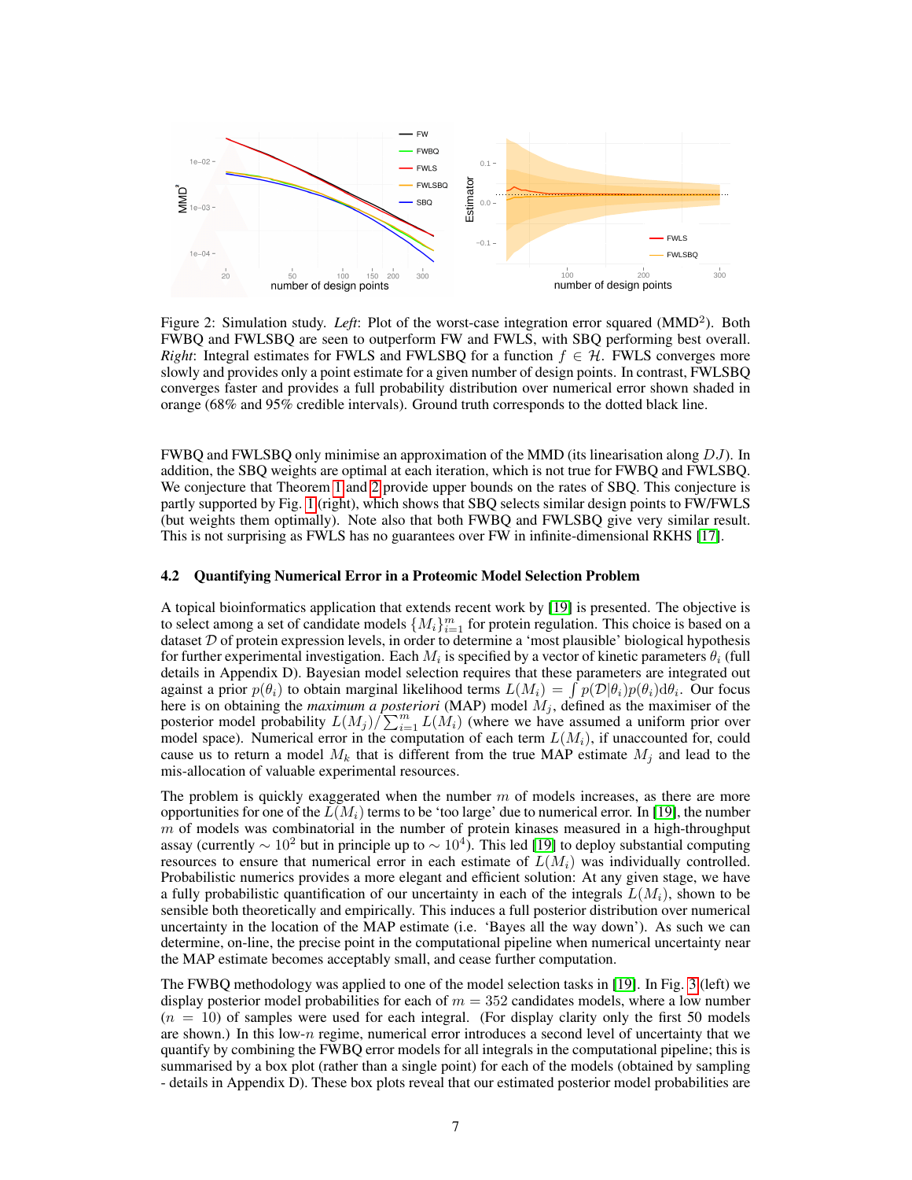Figure 2: Simulation study. *Left*: Plot of the worst-case integration error squared (MMD$^2$). Both FWBQ and FWLSBQ are seen to outperform FW and FWLS, with SBQ performing best overall. *Right*: Integral estimates for FWLS and FWLSBQ for a function $f \in \mathcal{H}$. FWLS converges more slowly and provides only a point estimate for a given number of design points. In contrast, FWLSBQ converges faster and provides a full probability distribution over numerical error shown shaded in orange (68% and 95% credible intervals). Ground truth corresponds to the dotted black line.

FWBQ and FWLSBQ only minimise an approximation of the MMD (its linearisation along $DJ$). In addition, the SBQ weights are optimal at each iteration, which is not true for FWBQ and FWLSBQ. We conjecture that Theorem 1 and 2 provide upper bounds on the rates of SBQ. This conjecture is partly supported by Fig. 1 (right), which shows that SBQ selects similar design points to FW/FWLS (but weights them optimally). Note also that both FWBQ and FWLSBQ give very similar result. This is not surprising as FWLS has no guarantees over FW in infinite-dimensional RKHS [17].

### 4.2 Quantifying Numerical Error in a Proteomic Model Selection Problem

A topical bioinformatics application that extends recent work by [19] is presented. The objective is to select among a set of candidate models $\{M_i\}_{i=1}^m$ for protein regulation. This choice is based on a dataset $\mathcal{D}$ of protein expression levels, in order to determine a 'most plausible' biological hypothesis for further experimental investigation. Each $M_i$ is specified by a vector of kinetic parameters $\theta_i$ (full details in Appendix D). Bayesian model selection requires that these parameters are integrated out against a prior $p(\theta_i)$ to obtain marginal likelihood terms $L(M_i) = \int p(\mathcal{D}|\theta_i)p(\theta_i)\mathrm{d}\theta_i$. Our focus here is on obtaining the *maximum a posteriori* (MAP) model $M_j$, defined as the maximiser of the posterior model probability $L(M_j)/\sum_{i=1}^m L(M_i)$ (where we have assumed a uniform prior over model space). Numerical error in the computation of each term $L(M_i)$, if unaccounted for, could cause us to return a model $M_k$ that is different from the true MAP estimate $M_j$ and lead to the mis-allocation of valuable experimental resources.

The problem is quickly exaggerated when the number $m$ of models increases, as there are more opportunities for one of the $L(M_i)$ terms to be 'too large' due to numerical error. In [19], the number $m$ of models was combinatorial in the number of protein kinases measured in a high-throughput assay (currently $\sim 10^2$ but in principle up to $\sim 10^4$). This led [19] to deploy substantial computing resources to ensure that numerical error in each estimate of $L(M_i)$ was individually controlled. Probabilistic numerics provides a more elegant and efficient solution: At any given stage, we have a fully probabilistic quantification of our uncertainty in each of the integrals $L(M_i)$, shown to be sensible both theoretically and empirically. This induces a full posterior distribution over numerical uncertainty in the location of the MAP estimate (i.e. 'Bayes all the way down'). As such we can determine, on-line, the precise point in the computational pipeline when numerical uncertainty near the MAP estimate becomes acceptably small, and cease further computation.

The FWBQ methodology was applied to one of the model selection tasks in [19]. In Fig. 3 (left) we display posterior model probabilities for each of $m = 352$ candidates models, where a low number ($n = 10$) of samples were used for each integral. (For display clarity only the first 50 models are shown.) In this low-$n$ regime, numerical error introduces a second level of uncertainty that we quantify by combining the FWBQ error models for all integrals in the computational pipeline; this is summarised by a box plot (rather than a single point) for each of the models (obtained by sampling - details in Appendix D). These box plots reveal that our estimated posterior model probabilities are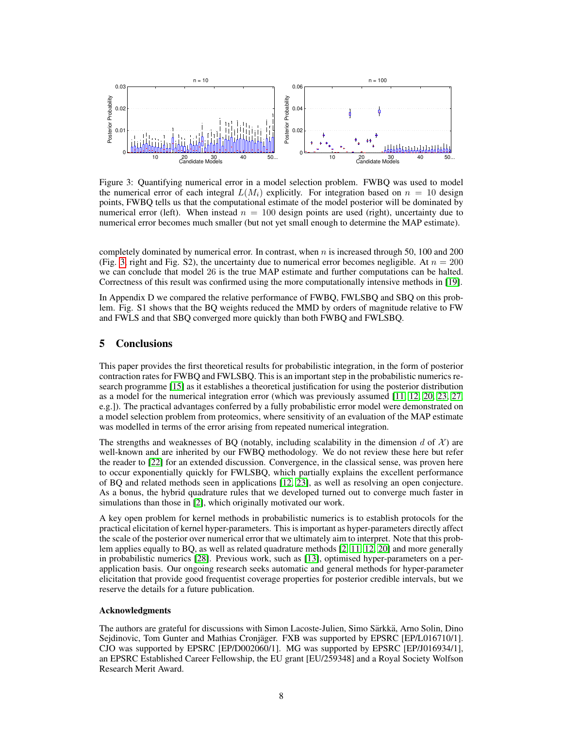Figure 3: Quantifying numerical error in a model selection problem. FWBQ was used to model the numerical error of each integral $L(M_i)$ explicitly. For integration based on $n = 10$ design points, FWBQ tells us that the computational estimate of the model posterior will be dominated by numerical error (left). When instead $n = 100$ design points are used (right), uncertainty due to numerical error becomes much smaller (but not yet small enough to determine the MAP estimate).

completely dominated by numerical error. In contrast, when $n$ is increased through 50, 100 and 200 (Fig. 3, right and Fig. S2), the uncertainty due to numerical error becomes negligible. At $n = 200$ we can conclude that model 26 is the true MAP estimate and further computations can be halted. Correctness of this result was confirmed using the more computationally intensive methods in [19].

In Appendix D we compared the relative performance of FWBQ, FWLSBQ and SBQ on this problem. Fig. S1 shows that the BQ weights reduced the MMD by orders of magnitude relative to FW and FWLS and that SBQ converged more quickly than both FWBQ and FWLSBQ.

## 5 Conclusions

This paper provides the first theoretical results for probabilistic integration, in the form of posterior contraction rates for FWBQ and FWLSBQ. This is an important step in the probabilistic numerics research programme [15] as it establishes a theoretical justification for using the posterior distribution as a model for the numerical integration error (which was previously assumed [11, 12, 20, 23, 27, e.g.]). The practical advantages conferred by a fully probabilistic error model were demonstrated on a model selection problem from proteomics, where sensitivity of an evaluation of the MAP estimate was modelled in terms of the error arising from repeated numerical integration.

The strengths and weaknesses of BQ (notably, including scalability in the dimension $d$ of $\mathcal{X}$) are well-known and are inherited by our FWBQ methodology. We do not review these here but refer the reader to [22] for an extended discussion. Convergence, in the classical sense, was proven here to occur exponentially quickly for FWLSBQ, which partially explains the excellent performance of BQ and related methods seen in applications [12, 23], as well as resolving an open conjecture. As a bonus, the hybrid quadrature rules that we developed turned out to converge much faster in simulations than those in [2], which originally motivated our work.

A key open problem for kernel methods in probabilistic numerics is to establish protocols for the practical elicitation of kernel hyper-parameters. This is important as hyper-parameters directly affect the scale of the posterior over numerical error that we ultimately aim to interpret. Note that this problem applies equally to BQ, as well as related quadrature methods [2, 11, 12, 20] and more generally in probabilistic numerics [28]. Previous work, such as [13], optimised hyper-parameters on a per-application basis. Our ongoing research seeks automatic and general methods for hyper-parameter elicitation that provide good frequentist coverage properties for posterior credible intervals, but we reserve the details for a future publication.

### Acknowledgments

The authors are grateful for discussions with Simon Lacoste-Julien, Simo Särkkä, Arno Solin, Dino Sejdinovic, Tom Gunter and Mathias Cronjäger. FXB was supported by EPSRC [EP/L016710/1]. CJO was supported by EPSRC [EP/D002060/1]. MG was supported by EPSRC [EP/J016934/1], an EPSRC Established Career Fellowship, the EU grant [EU/259348] and a Royal Society Wolfson Research Merit Award.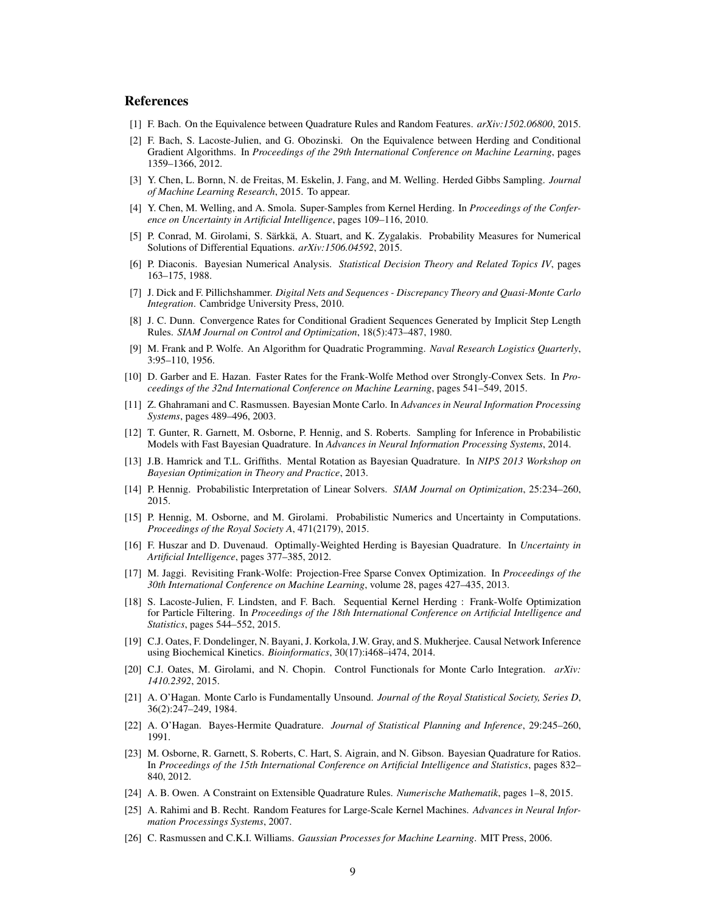## References

[1] F. Bach. On the Equivalence between Quadrature Rules and Random Features. *arXiv:1502.06800*, 2015.

[2] F. Bach, S. Lacoste-Julien, and G. Obozinski. On the Equivalence between Herding and Conditional Gradient Algorithms. In *Proceedings of the 29th International Conference on Machine Learning*, pages 1359–1366, 2012.

[3] Y. Chen, L. Bornn, N. de Freitas, M. Eskelin, J. Fang, and M. Welling. Herded Gibbs Sampling. *Journal of Machine Learning Research*, 2015. To appear.

[4] Y. Chen, M. Welling, and A. Smola. Super-Samples from Kernel Herding. In *Proceedings of the Conference on Uncertainty in Artificial Intelligence*, pages 109–116, 2010.

[5] P. Conrad, M. Girolami, S. Särkkä, A. Stuart, and K. Zygalakis. Probability Measures for Numerical Solutions of Differential Equations. *arXiv:1506.04592*, 2015.

[6] P. Diaconis. Bayesian Numerical Analysis. *Statistical Decision Theory and Related Topics IV*, pages 163–175, 1988.

[7] J. Dick and F. Pillichshammer. *Digital Nets and Sequences - Discrepancy Theory and Quasi-Monte Carlo Integration*. Cambridge University Press, 2010.

[8] J. C. Dunn. Convergence Rates for Conditional Gradient Sequences Generated by Implicit Step Length Rules. *SIAM Journal on Control and Optimization*, 18(5):473–487, 1980.

[9] M. Frank and P. Wolfe. An Algorithm for Quadratic Programming. *Naval Research Logistics Quarterly*, 3:95–110, 1956.

[10] D. Garber and E. Hazan. Faster Rates for the Frank-Wolfe Method over Strongly-Convex Sets. In *Proceedings of the 32nd International Conference on Machine Learning*, pages 541–549, 2015.

[11] Z. Ghahramani and C. Rasmussen. Bayesian Monte Carlo. In *Advances in Neural Information Processing Systems*, pages 489–496, 2003.

[12] T. Gunter, R. Garnett, M. Osborne, P. Hennig, and S. Roberts. Sampling for Inference in Probabilistic Models with Fast Bayesian Quadrature. In *Advances in Neural Information Processing Systems*, 2014.

[13] J.B. Hamrick and T.L. Griffiths. Mental Rotation as Bayesian Quadrature. In *NIPS 2013 Workshop on Bayesian Optimization in Theory and Practice*, 2013.

[14] P. Hennig. Probabilistic Interpretation of Linear Solvers. *SIAM Journal on Optimization*, 25:234–260, 2015.

[15] P. Hennig, M. Osborne, and M. Girolami. Probabilistic Numerics and Uncertainty in Computations. *Proceedings of the Royal Society A*, 471(2179), 2015.

[16] F. Huszar and D. Duvenaud. Optimally-Weighted Herding is Bayesian Quadrature. In *Uncertainty in Artificial Intelligence*, pages 377–385, 2012.

[17] M. Jaggi. Revisiting Frank-Wolfe: Projection-Free Sparse Convex Optimization. In *Proceedings of the 30th International Conference on Machine Learning*, volume 28, pages 427–435, 2013.

[18] S. Lacoste-Julien, F. Lindsten, and F. Bach. Sequential Kernel Herding : Frank-Wolfe Optimization for Particle Filtering. In *Proceedings of the 18th International Conference on Artificial Intelligence and Statistics*, pages 544–552, 2015.

[19] C.J. Oates, F. Dondelinger, N. Bayani, J. Korkola, J.W. Gray, and S. Mukherjee. Causal Network Inference using Biochemical Kinetics. *Bioinformatics*, 30(17):i468–i474, 2014.

[20] C.J. Oates, M. Girolami, and N. Chopin. Control Functionals for Monte Carlo Integration. *arXiv: 1410.2392*, 2015.

[21] A. O'Hagan. Monte Carlo is Fundamentally Unsound. *Journal of the Royal Statistical Society, Series D*, 36(2):247–249, 1984.

[22] A. O'Hagan. Bayes-Hermite Quadrature. *Journal of Statistical Planning and Inference*, 29:245–260, 1991.

[23] M. Osborne, R. Garnett, S. Roberts, C. Hart, S. Aigrain, and N. Gibson. Bayesian Quadrature for Ratios. In *Proceedings of the 15th International Conference on Artificial Intelligence and Statistics*, pages 832–840, 2012.

[24] A. B. Owen. A Constraint on Extensible Quadrature Rules. *Numerische Mathematik*, pages 1–8, 2015.

[25] A. Rahimi and B. Recht. Random Features for Large-Scale Kernel Machines. *Advances in Neural Information Processings Systems*, 2007.

[26] C. Rasmussen and C.K.I. Williams. *Gaussian Processes for Machine Learning*. MIT Press, 2006.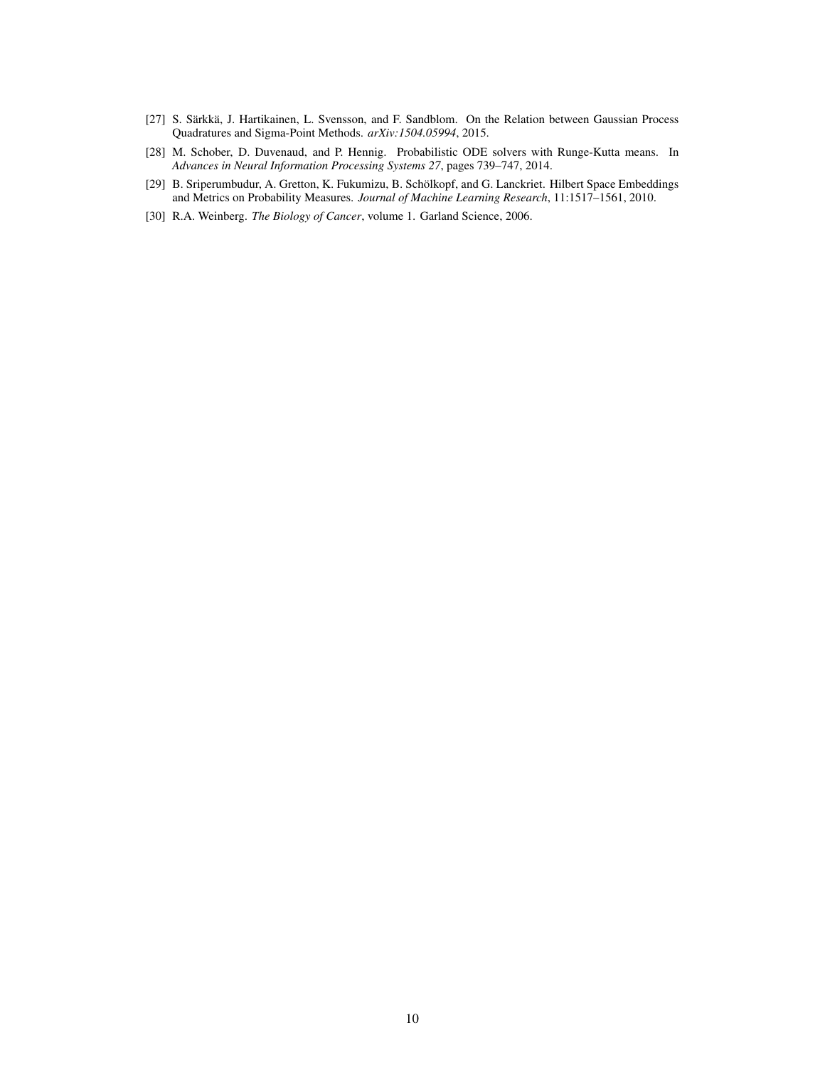[27] S. Särkkä, J. Hartikainen, L. Svensson, and F. Sandblom. On the Relation between Gaussian Process Quadratures and Sigma-Point Methods. *arXiv:1504.05994*, 2015.

[28] M. Schober, D. Duvenaud, and P. Hennig. Probabilistic ODE solvers with Runge-Kutta means. In *Advances in Neural Information Processing Systems 27*, pages 739–747, 2014.

[29] B. Sriperumbudur, A. Gretton, K. Fukumizu, B. Schölkopf, and G. Lanckriet. Hilbert Space Embeddings and Metrics on Probability Measures. *Journal of Machine Learning Research*, 11:1517–1561, 2010.

[30] R.A. Weinberg. *The Biology of Cancer*, volume 1. Garland Science, 2006.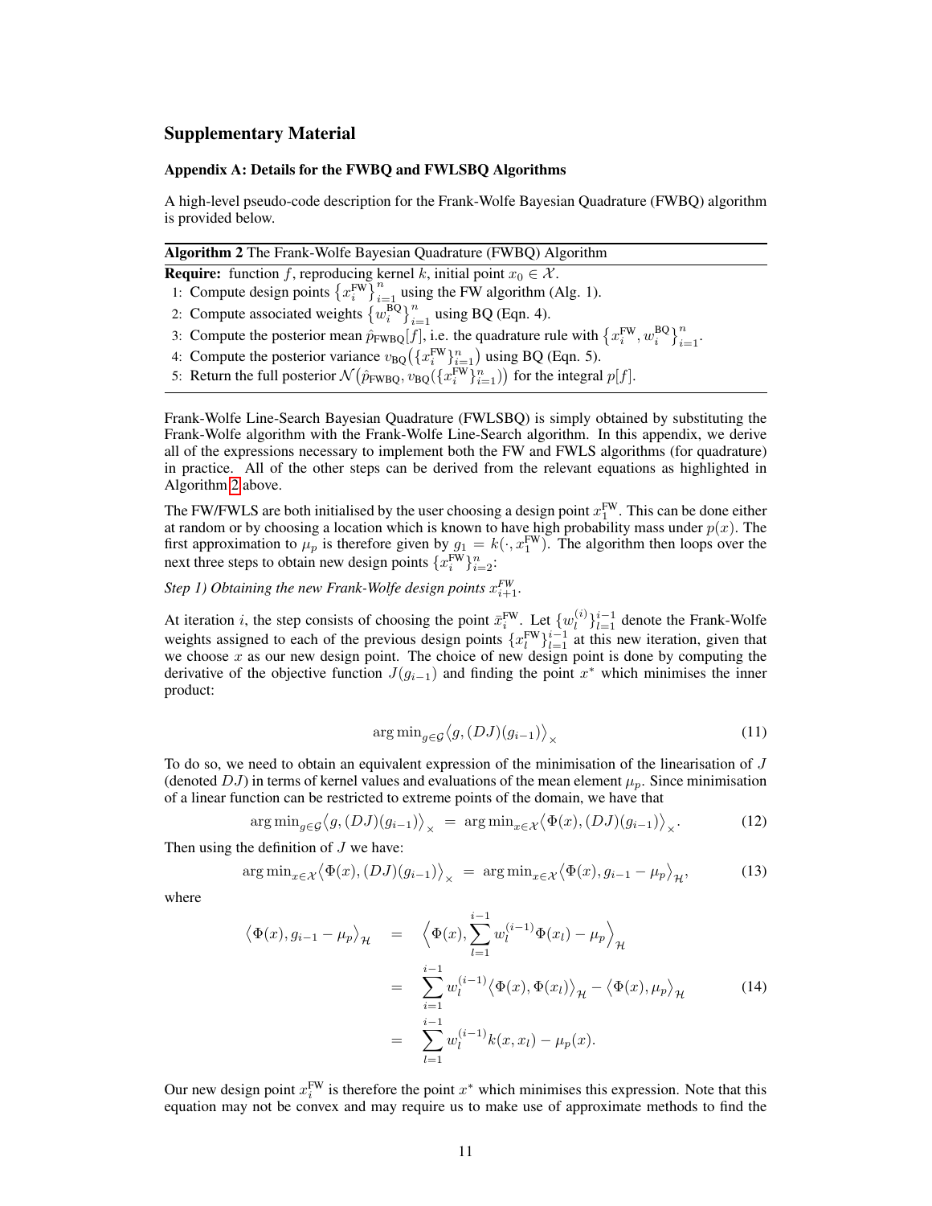# Supplementary Material

### Appendix A: Details for the FWBQ and FWLSBQ Algorithms

A high-level pseudo-code description for the Frank-Wolfe Bayesian Quadrature (FWBQ) algorithm is provided below.

---

**Algorithm 2** The Frank-Wolfe Bayesian Quadrature (FWBQ) Algorithm

---

**Require:** function $f$, reproducing kernel $k$, initial point $x_0 \in \mathcal{X}$.

1. Compute design points $\{x_i^{\text{FW}}\}_{i=1}^n$ using the FW algorithm (Alg. 1).
2. Compute associated weights $\{w_i^{\text{BQ}}\}_{i=1}^n$ using BQ (Eqn. 4).
3. Compute the posterior mean $\hat{p}_{\text{FWBQ}}[f]$, i.e. the quadrature rule with $\{x_i^{\text{FW}}, w_i^{\text{BQ}}\}_{i=1}^n$.
4. Compute the posterior variance $v_{\text{BQ}}(\{x_i^{\text{FW}}\}_{i=1}^n)$ using BQ (Eqn. 5).
5. Return the full posterior $\mathcal{N}(\hat{p}_{\text{FWBQ}}, v_{\text{BQ}}(\{x_i^{\text{FW}}\}_{i=1}^n))$ for the integral $p[f]$.

---

Frank-Wolfe Line-Search Bayesian Quadrature (FWLSBQ) is simply obtained by substituting the Frank-Wolfe algorithm with the Frank-Wolfe Line-Search algorithm. In this appendix, we derive all of the expressions necessary to implement both the FW and FWLS algorithms (for quadrature) in practice. All of the other steps can be derived from the relevant equations as highlighted in Algorithm 2 above.

The FW/FWLS are both initialised by the user choosing a design point $x_1^{\text{FW}}$. This can be done either at random or by choosing a location which is known to have high probability mass under $p(x)$. The first approximation to $\mu_p$ is therefore given by $g_1 = k(\cdot, x_1^{\text{FW}})$. The algorithm then loops over the next three steps to obtain new design points $\{x_i^{\text{FW}}\}_{i=2}^n$:

*Step 1) Obtaining the new Frank-Wolfe design points $x_{i+1}^{FW}$.*

At iteration $i$, the step consists of choosing the point $\bar{x}_i^{\text{FW}}$. Let $\{w_l^{(i)}\}_{l=1}^{i-1}$ denote the Frank-Wolfe weights assigned to each of the previous design points $\{x_l^{\text{FW}}\}_{l=1}^{i-1}$ at this new iteration, given that we choose $x$ as our new design point. The choice of new design point is done by computing the derivative of the objective function $J(g_{i-1})$ and finding the point $x^*$ which minimises the inner product:

$$\arg\min_{g \in \mathcal{G}} \big\langle g, (DJ)(g_{i-1}) \big\rangle_\times \tag{11}$$

To do so, we need to obtain an equivalent expression of the minimisation of the linearisation of $J$ (denoted $DJ$) in terms of kernel values and evaluations of the mean element $\mu_p$. Since minimisation of a linear function can be restricted to extreme points of the domain, we have that

$$\arg\min_{g \in \mathcal{G}} \big\langle g, (DJ)(g_{i-1}) \big\rangle_\times \;=\; \arg\min_{x \in \mathcal{X}} \big\langle \Phi(x), (DJ)(g_{i-1}) \big\rangle_\times. \tag{12}$$

Then using the definition of $J$ we have:

$$\arg\min_{x \in \mathcal{X}} \big\langle \Phi(x), (DJ)(g_{i-1}) \big\rangle_\times \;=\; \arg\min_{x \in \mathcal{X}} \big\langle \Phi(x), g_{i-1} - \mu_p \big\rangle_\mathcal{H}, \tag{13}$$

where

$$\begin{aligned}
\big\langle \Phi(x), g_{i-1} - \mu_p \big\rangle_\mathcal{H} &= \Big\langle \Phi(x), \sum_{l=1}^{i-1} w_l^{(i-1)} \Phi(x_l) - \mu_p \Big\rangle_\mathcal{H} \\
&= \sum_{i=1}^{i-1} w_l^{(i-1)} \big\langle \Phi(x), \Phi(x_l) \big\rangle_\mathcal{H} - \big\langle \Phi(x), \mu_p \big\rangle_\mathcal{H} \\
&= \sum_{l=1}^{i-1} w_l^{(i-1)} k(x, x_l) - \mu_p(x).
\end{aligned} \tag{14}$$

Our new design point $x_i^{\text{FW}}$ is therefore the point $x^*$ which minimises this expression. Note that this equation may not be convex and may require us to make use of approximate methods to find the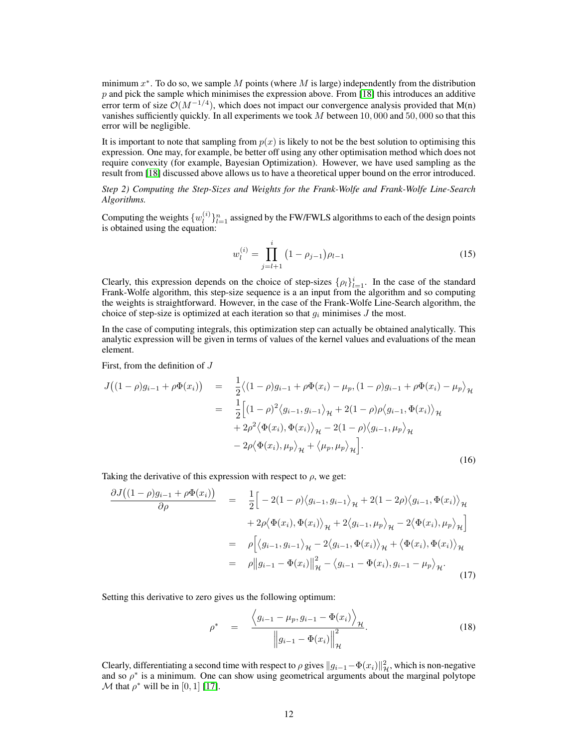minimum $x^*$. To do so, we sample $M$ points (where $M$ is large) independently from the distribution $p$ and pick the sample which minimises the expression above. From [18] this introduces an additive error term of size $\mathcal{O}(M^{-1/4})$, which does not impact our convergence analysis provided that M(n) vanishes sufficiently quickly. In all experiments we took $M$ between $10,000$ and $50,000$ so that this error will be negligible.

It is important to note that sampling from $p(x)$ is likely to not be the best solution to optimising this expression. One may, for example, be better off using any other optimisation method which does not require convexity (for example, Bayesian Optimization). However, we have used sampling as the result from [18] discussed above allows us to have a theoretical upper bound on the error introduced.

*Step 2) Computing the Step-Sizes and Weights for the Frank-Wolfe and Frank-Wolfe Line-Search Algorithms.*

Computing the weights $\{w_l^{(i)}\}_{l=1}^n$ assigned by the FW/FWLS algorithms to each of the design points is obtained using the equation:

$$w_l^{(i)} = \prod_{j=l+1}^{i} \big(1-\rho_{j-1}\big)\rho_{l-1} \tag{15}$$

Clearly, this expression depends on the choice of step-sizes $\{\rho_l\}_{l=1}^i$. In the case of the standard Frank-Wolfe algorithm, this step-size sequence is a an input from the algorithm and so computing the weights is straightforward. However, in the case of the Frank-Wolfe Line-Search algorithm, the choice of step-size is optimized at each iteration so that $g_i$ minimises $J$ the most.

In the case of computing integrals, this optimization step can actually be obtained analytically. This analytic expression will be given in terms of values of the kernel values and evaluations of the mean element.

First, from the definition of $J$

$$\begin{aligned}
J\big((1-\rho)g_{i-1}+\rho\Phi(x_i)\big) &= \frac{1}{2}\big\langle (1-\rho)g_{i-1}+\rho\Phi(x_i)-\mu_p, (1-\rho)g_{i-1}+\rho\Phi(x_i)-\mu_p\big\rangle_{\mathcal{H}} \\
&= \frac{1}{2}\Big[(1-\rho)^2\big\langle g_{i-1},g_{i-1}\big\rangle_{\mathcal{H}} + 2(1-\rho)\rho\big\langle g_{i-1},\Phi(x_i)\big\rangle_{\mathcal{H}} \\
&\quad + 2\rho^2\big\langle \Phi(x_i),\Phi(x_i)\big\rangle_{\mathcal{H}} - 2(1-\rho)\big\langle g_{i-1},\mu_p\big\rangle_{\mathcal{H}} \\
&\quad - 2\rho\big\langle \Phi(x_i),\mu_p\big\rangle_{\mathcal{H}} + \big\langle \mu_p,\mu_p\big\rangle_{\mathcal{H}}\Big].
\end{aligned} \tag{16}$$

Taking the derivative of this expression with respect to $\rho$, we get:

$$\begin{aligned}
\frac{\partial J\big((1-\rho)g_{i-1}+\rho\Phi(x_i)\big)}{\partial\rho} &= \frac{1}{2}\Big[-2(1-\rho)\big\langle g_{i-1},g_{i-1}\big\rangle_{\mathcal{H}} + 2(1-2\rho)\big\langle g_{i-1},\Phi(x_i)\big\rangle_{\mathcal{H}} \\
&\quad + 2\rho\big\langle \Phi(x_i),\Phi(x_i)\big\rangle_{\mathcal{H}} + 2\big\langle g_{i-1},\mu_p\big\rangle_{\mathcal{H}} - 2\big\langle \Phi(x_i),\mu_p\big\rangle_{\mathcal{H}}\Big] \\
&= \rho\Big[\big\langle g_{i-1},g_{i-1}\big\rangle_{\mathcal{H}} - 2\big\langle g_{i-1},\Phi(x_i)\big\rangle_{\mathcal{H}} + \big\langle \Phi(x_i),\Phi(x_i)\big\rangle_{\mathcal{H}} \\
&= \rho\big\|g_{i-1}-\Phi(x_i)\big\|_{\mathcal{H}}^2 - \big\langle g_{i-1}-\Phi(x_i), g_{i-1}-\mu_p\big\rangle_{\mathcal{H}}.
\end{aligned} \tag{17}$$

Setting this derivative to zero gives us the following optimum:

$$\rho^* = \frac{\Big\langle g_{i-1}-\mu_p, g_{i-1}-\Phi(x_i)\Big\rangle_{\mathcal{H}}}{\Big\|g_{i-1}-\Phi(x_i)\Big\|_{\mathcal{H}}^2}. \tag{18}$$

Clearly, differentiating a second time with respect to $\rho$ gives $\|g_{i-1}-\Phi(x_i)\|_{\mathcal{H}}^2$, which is non-negative and so $\rho^*$ is a minimum. One can show using geometrical arguments about the marginal polytope $\mathcal{M}$ that $\rho^*$ will be in $[0,1]$ [17].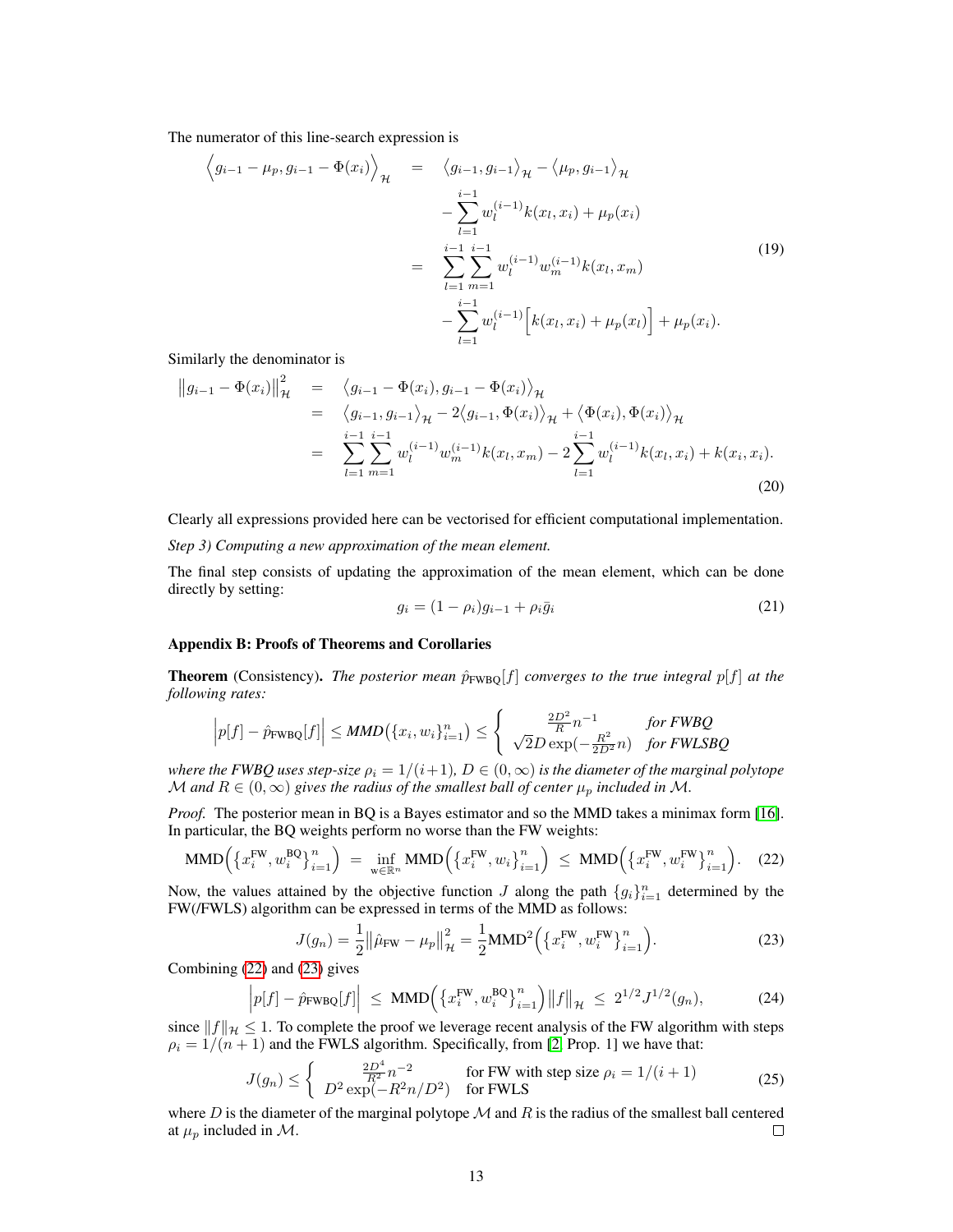The numerator of this line-search expression is

$$
\begin{aligned}
\Big\langle g_{i-1} - \mu_p, g_{i-1} - \Phi(x_i) \Big\rangle_{\mathcal{H}} &= \big\langle g_{i-1}, g_{i-1} \big\rangle_{\mathcal{H}} - \big\langle \mu_p, g_{i-1} \big\rangle_{\mathcal{H}} \\
&\quad - \sum_{l=1}^{i-1} w_l^{(i-1)} k(x_l, x_i) + \mu_p(x_i) \\
&= \sum_{l=1}^{i-1} \sum_{m=1}^{i-1} w_l^{(i-1)} w_m^{(i-1)} k(x_l, x_m) \\
&\quad - \sum_{l=1}^{i-1} w_l^{(i-1)} \Big[ k(x_l, x_i) + \mu_p(x_l) \Big] + \mu_p(x_i).
\end{aligned}
\tag{19}
$$

Similarly the denominator is

$$
\begin{aligned}
\big\| g_{i-1} - \Phi(x_i) \big\|_{\mathcal{H}}^2 &= \big\langle g_{i-1} - \Phi(x_i), g_{i-1} - \Phi(x_i) \big\rangle_{\mathcal{H}} \\
&= \big\langle g_{i-1}, g_{i-1} \big\rangle_{\mathcal{H}} - 2 \big\langle g_{i-1}, \Phi(x_i) \big\rangle_{\mathcal{H}} + \big\langle \Phi(x_i), \Phi(x_i) \big\rangle_{\mathcal{H}} \\
&= \sum_{l=1}^{i-1} \sum_{m=1}^{i-1} w_l^{(i-1)} w_m^{(i-1)} k(x_l, x_m) - 2 \sum_{l=1}^{i-1} w_l^{(i-1)} k(x_l, x_i) + k(x_i, x_i).
\end{aligned}
\tag{20}
$$

Clearly all expressions provided here can be vectorised for efficient computational implementation.

*Step 3) Computing a new approximation of the mean element.*

The final step consists of updating the approximation of the mean element, which can be done directly by setting:

$$
g_i = (1 - \rho_i) g_{i-1} + \rho_i \bar{g}_i \tag{21}
$$

### Appendix B: Proofs of Theorems and Corollaries

**Theorem** (Consistency). *The posterior mean $\hat{p}_{\text{FWBQ}}[f]$ converges to the true integral $p[f]$ at the following rates:*

$$
\Big| p[f] - \hat{p}_{\text{FWBQ}}[f] \Big| \leq \textit{MMD}\big(\{x_i, w_i\}_{i=1}^n\big) \leq \begin{cases} \frac{2D^2}{R} n^{-1} & \textit{for FWBQ} \\ \sqrt{2} D \exp(-\frac{R^2}{2D^2} n) & \textit{for FWLSBQ} \end{cases}
$$

*where the FWBQ uses step-size $\rho_i = 1/(i+1)$, $D \in (0, \infty)$ is the diameter of the marginal polytope $\mathcal{M}$ and $R \in (0, \infty)$ gives the radius of the smallest ball of center $\mu_p$ included in $\mathcal{M}$.*

*Proof.* The posterior mean in BQ is a Bayes estimator and so the MMD takes a minimax form [16]. In particular, the BQ weights perform no worse than the FW weights:

$$
\text{MMD}\Big( \big\{ x_i^{\text{FW}}, w_i^{\text{BQ}} \big\}_{i=1}^n \Big) \;=\; \inf_{\mathrm{w} \in \mathbb{R}^n} \text{MMD}\Big( \big\{ x_i^{\text{FW}}, w_i \big\}_{i=1}^n \Big) \;\leq\; \text{MMD}\Big( \big\{ x_i^{\text{FW}}, w_i^{\text{FW}} \big\}_{i=1}^n \Big). \tag{22}
$$

Now, the values attained by the objective function $J$ along the path $\{g_i\}_{i=1}^n$ determined by the FW(/FWLS) algorithm can be expressed in terms of the MMD as follows:

$$
J(g_n) = \frac{1}{2} \big\| \hat{\mu}_{\text{FW}} - \mu_p \big\|_{\mathcal{H}}^2 = \frac{1}{2} \text{MMD}^2 \Big( \big\{ x_i^{\text{FW}}, w_i^{\text{FW}} \big\}_{i=1}^n \Big). \tag{23}
$$

Combining (22) and (23) gives

$$
\Big| p[f] - \hat{p}_{\text{FWBQ}}[f] \Big| \;\leq\; \text{MMD}\Big( \big\{ x_i^{\text{FW}}, w_i^{\text{BQ}} \big\}_{i=1}^n \Big) \big\| f \big\|_{\mathcal{H}} \;\leq\; 2^{1/2} J^{1/2}(g_n), \tag{24}
$$

since $\|f\|_{\mathcal{H}} \leq 1$. To complete the proof we leverage recent analysis of the FW algorithm with steps $\rho_i = 1/(n+1)$ and the FWLS algorithm. Specifically, from [2, Prop. 1] we have that:

$$
J(g_n) \leq \begin{cases} \frac{2D^4}{R^2} n^{-2} & \text{for FW with step size } \rho_i = 1/(i+1) \\ D^2 \exp(-R^2 n / D^2) & \text{for FWLS} \end{cases} \tag{25}
$$

where $D$ is the diameter of the marginal polytope $\mathcal{M}$ and $R$ is the radius of the smallest ball centered at $\mu_p$ included in $\mathcal{M}$. $\square$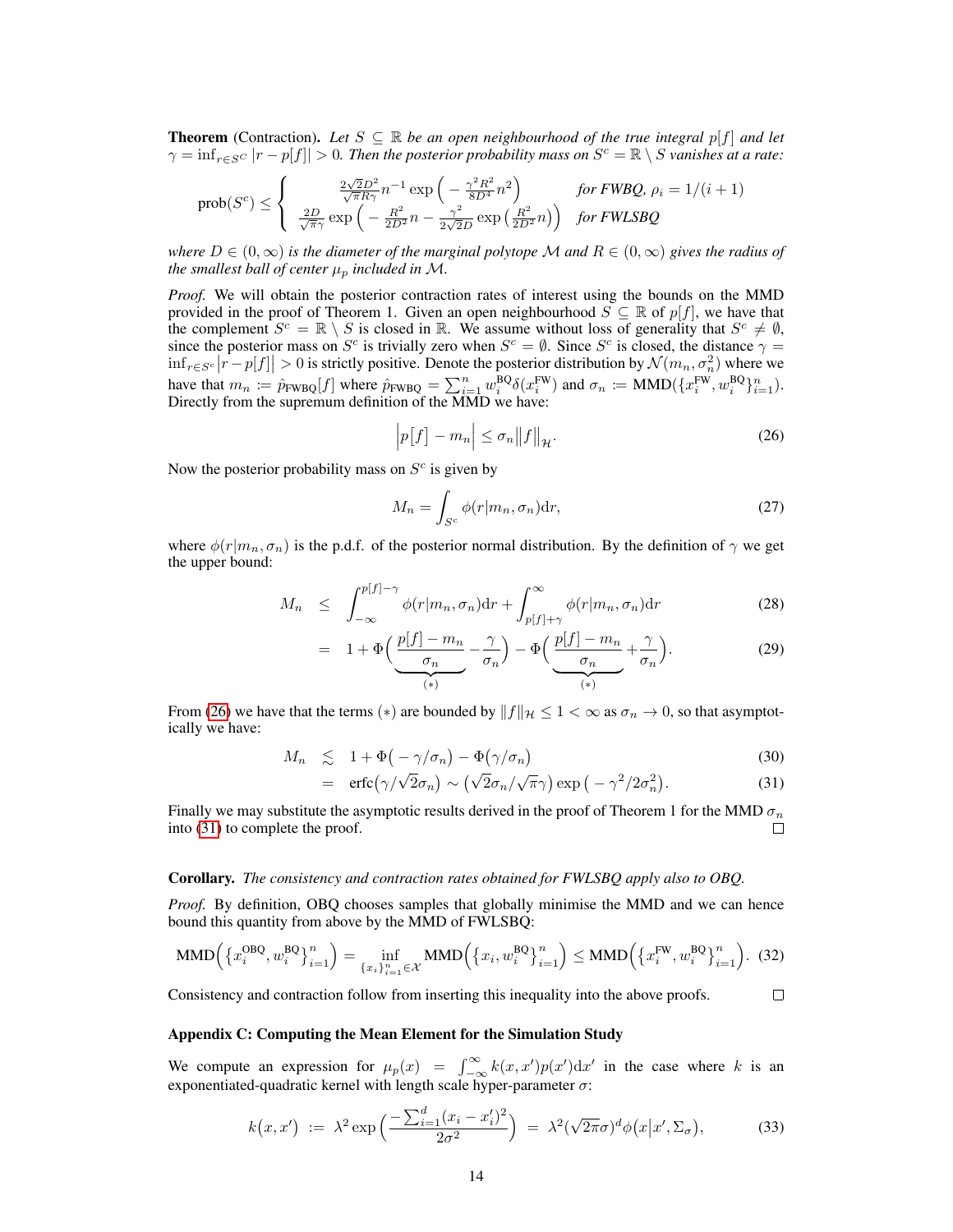**Theorem** (Contraction). *Let $S \subseteq \mathbb{R}$ be an open neighbourhood of the true integral $p[f]$ and let $\gamma = \inf_{r \in S^C} |r - p[f]| > 0$. Then the posterior probability mass on $S^c = \mathbb{R} \setminus S$ vanishes at a rate:*

$$\text{prob}(S^c) \leq \begin{cases} \frac{2\sqrt{2}D^2}{\sqrt{\pi}R\gamma} n^{-1} \exp\Big(-\frac{\gamma^2 R^2}{8D^4} n^2\Big) & \text{for FWBQ, } \rho_i = 1/(i+1) \\ \frac{2D}{\sqrt{\pi}\gamma} \exp\Big(-\frac{R^2}{2D^2} n - \frac{\gamma^2}{2\sqrt{2}D} \exp\big(\frac{R^2}{2D^2} n\big)\Big) & \text{for FWLSBQ} \end{cases}$$

*where $D \in (0, \infty)$ is the diameter of the marginal polytope $\mathcal{M}$ and $R \in (0, \infty)$ gives the radius of the smallest ball of center $\mu_p$ included in $\mathcal{M}$.*

*Proof.* We will obtain the posterior contraction rates of interest using the bounds on the MMD provided in the proof of Theorem 1. Given an open neighbourhood $S \subseteq \mathbb{R}$ of $p[f]$, we have that the complement $S^c = \mathbb{R} \setminus S$ is closed in $\mathbb{R}$. We assume without loss of generality that $S^c \neq \emptyset$, since the posterior mass on $S^c$ is trivially zero when $S^c = \emptyset$. Since $S^c$ is closed, the distance $\gamma = \inf_{r \in S^c} |r - p[f]| > 0$ is strictly positive. Denote the posterior distribution by $\mathcal{N}(m_n, \sigma_n^2)$ where we have that $m_n := \hat{p}_{\text{FWBQ}}[f]$ where $\hat{p}_{\text{FWBQ}} = \sum_{i=1}^n w_i^{\text{BQ}} \delta(x_i^{\text{FW}})$ and $\sigma_n := \text{MMD}(\{x_i^{\text{FW}}, w_i^{\text{BQ}}\}_{i=1}^n)$. Directly from the supremum definition of the MMD we have:

$$\Big| p[f] - m_n \Big| \leq \sigma_n \big\| f \big\|_{\mathcal{H}}. \tag{26}$$

Now the posterior probability mass on $S^c$ is given by

$$M_n = \int_{S^c} \phi(r | m_n, \sigma_n) \mathrm{d}r, \tag{27}$$

where $\phi(r|m_n, \sigma_n)$ is the p.d.f. of the posterior normal distribution. By the definition of $\gamma$ we get the upper bound:

$$M_n \leq \int_{-\infty}^{p[f]-\gamma} \phi(r|m_n, \sigma_n)\mathrm{d}r + \int_{p[f]+\gamma}^{\infty} \phi(r|m_n, \sigma_n)\mathrm{d}r \tag{28}$$

$$= 1 + \Phi\Big(\underbrace{\frac{p[f] - m_n}{\sigma_n}}_{(*)} - \frac{\gamma}{\sigma_n}\Big) - \Phi\Big(\underbrace{\frac{p[f] - m_n}{\sigma_n}}_{(*)} + \frac{\gamma}{\sigma_n}\Big). \tag{29}$$

From (26) we have that the terms $(*)$ are bounded by $\|f\|_{\mathcal{H}} \leq 1 < \infty$ as $\sigma_n \to 0$, so that asymptotically we have:

$$M_n \lesssim 1 + \Phi\big(-\gamma/\sigma_n\big) - \Phi\big(\gamma/\sigma_n\big) \tag{30}$$

$$= \text{erfc}\big(\gamma/\sqrt{2}\sigma_n\big) \sim \big(\sqrt{2}\sigma_n/\sqrt{\pi}\gamma\big) \exp\big(-\gamma^2/2\sigma_n^2\big). \tag{31}$$

Finally we may substitute the asymptotic results derived in the proof of Theorem 1 for the MMD $\sigma_n$ into (31) to complete the proof. □

**Corollary.** *The consistency and contraction rates obtained for FWLSBQ apply also to OBQ.*

*Proof.* By definition, OBQ chooses samples that globally minimise the MMD and we can hence bound this quantity from above by the MMD of FWLSBQ:

$$\text{MMD}\Big(\big\{x_i^{\text{OBQ}}, w_i^{\text{BQ}}\big\}_{i=1}^n\Big) = \inf_{\{x_i\}_{i=1}^n \in \mathcal{X}} \text{MMD}\Big(\big\{x_i, w_i^{\text{BQ}}\big\}_{i=1}^n\Big) \leq \text{MMD}\Big(\big\{x_i^{\text{FW}}, w_i^{\text{BQ}}\big\}_{i=1}^n\Big). \tag{32}$$

Consistency and contraction follow from inserting this inequality into the above proofs. □

### Appendix C: Computing the Mean Element for the Simulation Study

We compute an expression for $\mu_p(x) = \int_{-\infty}^{\infty} k(x, x') p(x') \mathrm{d}x'$ in the case where $k$ is an exponentiated-quadratic kernel with length scale hyper-parameter $\sigma$:

$$k\big(x, x'\big) := \lambda^2 \exp\Big(\frac{-\sum_{i=1}^d (x_i - x_i')^2}{2\sigma^2}\Big) = \lambda^2 (\sqrt{2\pi}\sigma)^d \phi\big(x \big| x', \Sigma_\sigma\big), \tag{33}$$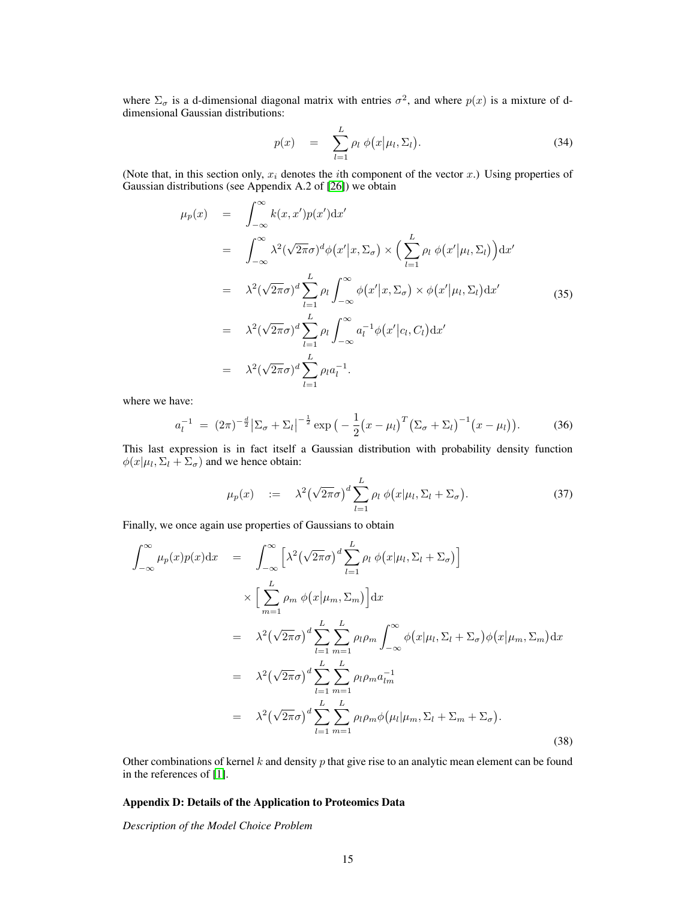where $\Sigma_\sigma$ is a d-dimensional diagonal matrix with entries $\sigma^2$, and where $p(x)$ is a mixture of d-dimensional Gaussian distributions:

$$p(x) \quad = \quad \sum_{l=1}^{L} \rho_l \; \phi\big(x \big| \mu_l, \Sigma_l\big). \tag{34}$$

(Note that, in this section only, $x_i$ denotes the $i$th component of the vector $x$.) Using properties of Gaussian distributions (see Appendix A.2 of [26]) we obtain

$$\begin{aligned}
\mu_p(x) \quad &= \quad \int_{-\infty}^{\infty} k(x,x')p(x')\mathrm{d}x' \\
&= \quad \int_{-\infty}^{\infty} \lambda^2(\sqrt{2\pi}\sigma)^d \phi\big(x'\big|x,\Sigma_\sigma\big) \times \Big(\sum_{l=1}^{L} \rho_l \; \phi\big(x'\big|\mu_l,\Sigma_l\big)\Big)\mathrm{d}x' \\
&= \quad \lambda^2(\sqrt{2\pi}\sigma)^d \sum_{l=1}^{L} \rho_l \int_{-\infty}^{\infty} \phi\big(x'\big|x,\Sigma_\sigma\big) \times \phi\big(x'\big|\mu_l,\Sigma_l\big)\mathrm{d}x' \\
&= \quad \lambda^2(\sqrt{2\pi}\sigma)^d \sum_{l=1}^{L} \rho_l \int_{-\infty}^{\infty} a_l^{-1}\phi\big(x'\big|c_l,C_l\big)\mathrm{d}x' \\
&= \quad \lambda^2(\sqrt{2\pi}\sigma)^d \sum_{l=1}^{L} \rho_l a_l^{-1}.
\end{aligned} \tag{35}$$

where we have:

$$a_l^{-1} \;=\; (2\pi)^{-\frac{d}{2}}\big|\Sigma_\sigma + \Sigma_l\big|^{-\frac{1}{2}} \exp\big(-\frac{1}{2}\big(x-\mu_l\big)^T\big(\Sigma_\sigma+\Sigma_l\big)^{-1}\big(x-\mu_l\big)\big). \tag{36}$$

This last expression is in fact itself a Gaussian distribution with probability density function $\phi(x|\mu_l, \Sigma_l + \Sigma_\sigma)$ and we hence obtain:

$$\mu_p(x) \quad := \quad \lambda^2\big(\sqrt{2\pi}\sigma\big)^d \sum_{l=1}^{L} \rho_l \; \phi\big(x|\mu_l, \Sigma_l + \Sigma_\sigma\big). \tag{37}$$

Finally, we once again use properties of Gaussians to obtain

$$\begin{aligned}
\int_{-\infty}^{\infty} \mu_p(x)p(x)\mathrm{d}x \quad &= \quad \int_{-\infty}^{\infty} \Big[\lambda^2\big(\sqrt{2\pi}\sigma\big)^d \sum_{l=1}^{L} \rho_l \; \phi\big(x|\mu_l,\Sigma_l+\Sigma_\sigma\big)\Big] \\
&\qquad \times \Big[\sum_{m=1}^{L} \rho_m \; \phi\big(x\big|\mu_m,\Sigma_m\big)\Big]\mathrm{d}x \\
&= \quad \lambda^2\big(\sqrt{2\pi}\sigma\big)^d \sum_{l=1}^{L}\sum_{m=1}^{L} \rho_l\rho_m \int_{-\infty}^{\infty} \phi\big(x|\mu_l,\Sigma_l+\Sigma_\sigma\big)\phi\big(x\big|\mu_m,\Sigma_m\big)\mathrm{d}x \\
&= \quad \lambda^2\big(\sqrt{2\pi}\sigma\big)^d \sum_{l=1}^{L}\sum_{m=1}^{L} \rho_l\rho_m a_{lm}^{-1} \\
&= \quad \lambda^2\big(\sqrt{2\pi}\sigma\big)^d \sum_{l=1}^{L}\sum_{m=1}^{L} \rho_l\rho_m \phi\big(\mu_l|\mu_m,\Sigma_l+\Sigma_m+\Sigma_\sigma\big).
\end{aligned} \tag{38}$$

Other combinations of kernel $k$ and density $p$ that give rise to an analytic mean element can be found in the references of [1].

**Appendix D: Details of the Application to Proteomics Data**

*Description of the Model Choice Problem*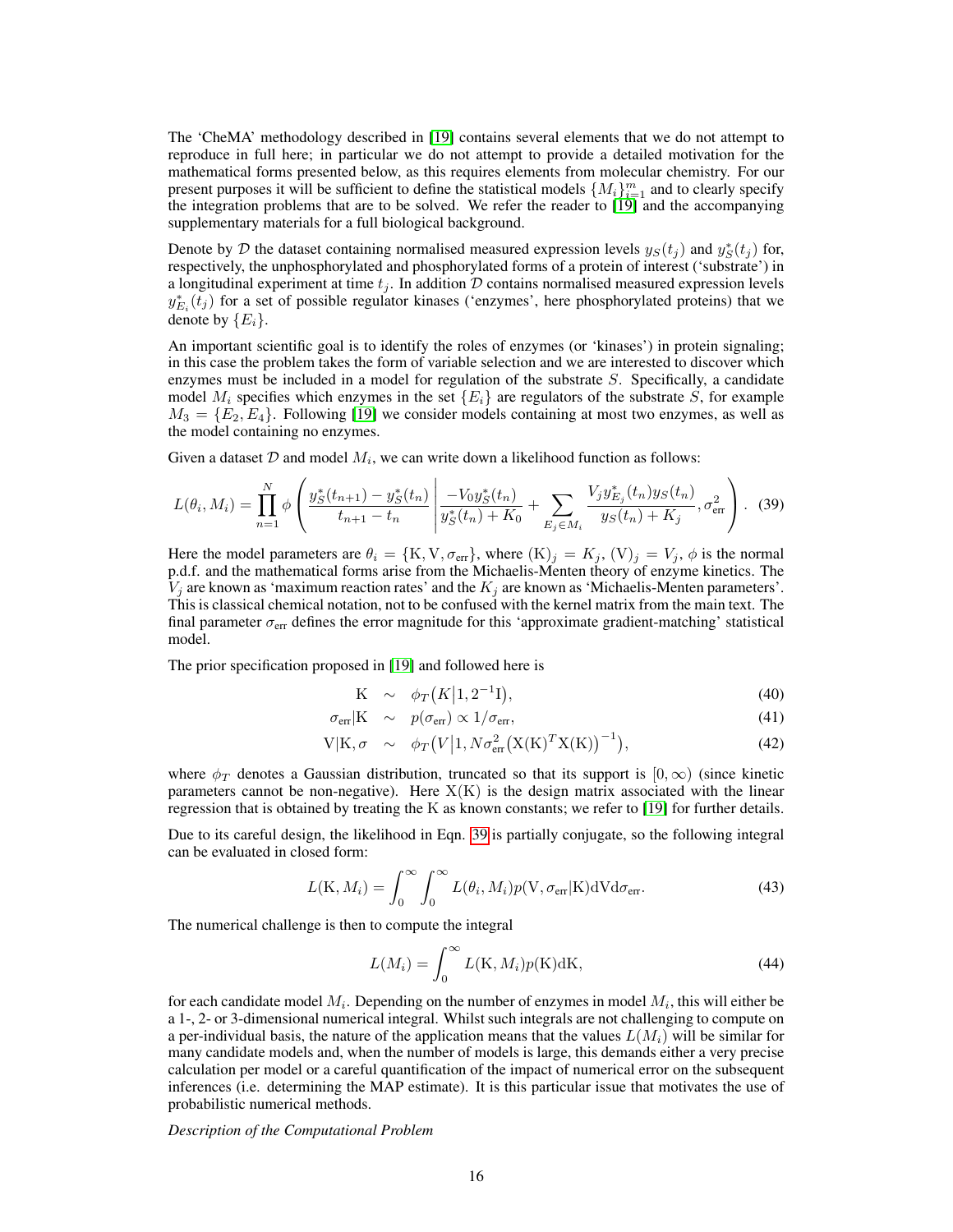The 'CheMA' methodology described in [19] contains several elements that we do not attempt to reproduce in full here; in particular we do not attempt to provide a detailed motivation for the mathematical forms presented below, as this requires elements from molecular chemistry. For our present purposes it will be sufficient to define the statistical models $\{M_i\}_{i=1}^m$ and to clearly specify the integration problems that are to be solved. We refer the reader to [19] and the accompanying supplementary materials for a full biological background.

Denote by $\mathcal{D}$ the dataset containing normalised measured expression levels $y_S(t_j)$ and $y_S^*(t_j)$ for, respectively, the unphosphorylated and phosphorylated forms of a protein of interest ('substrate') in a longitudinal experiment at time $t_j$. In addition $\mathcal{D}$ contains normalised measured expression levels $y_{E_i}^*(t_j)$ for a set of possible regulator kinases ('enzymes', here phosphorylated proteins) that we denote by $\{E_i\}$.

An important scientific goal is to identify the roles of enzymes (or 'kinases') in protein signaling; in this case the problem takes the form of variable selection and we are interested to discover which enzymes must be included in a model for regulation of the substrate $S$. Specifically, a candidate model $M_i$ specifies which enzymes in the set $\{E_i\}$ are regulators of the substrate $S$, for example $M_3 = \{E_2, E_4\}$. Following [19] we consider models containing at most two enzymes, as well as the model containing no enzymes.

Given a dataset $\mathcal{D}$ and model $M_i$, we can write down a likelihood function as follows:

$$L(\theta_i, M_i) = \prod_{n=1}^{N} \phi\left( \frac{y_S^*(t_{n+1}) - y_S^*(t_n)}{t_{n+1} - t_n} \middle| \frac{-V_0 y_S^*(t_n)}{y_S^*(t_n) + K_0} + \sum_{E_j \in M_i} \frac{V_j y_{E_j}^*(t_n) y_S(t_n)}{y_S(t_n) + K_j}, \sigma_{\text{err}}^2 \right). \quad (39)$$

Here the model parameters are $\theta_i = \{\mathrm{K}, \mathrm{V}, \sigma_{\text{err}}\}$, where $(\mathrm{K})_j = K_j$, $(\mathrm{V})_j = V_j$, $\phi$ is the normal p.d.f. and the mathematical forms arise from the Michaelis-Menten theory of enzyme kinetics. The $V_j$ are known as 'maximum reaction rates' and the $K_j$ are known as 'Michaelis-Menten parameters'. This is classical chemical notation, not to be confused with the kernel matrix from the main text. The final parameter $\sigma_{\text{err}}$ defines the error magnitude for this 'approximate gradient-matching' statistical model.

The prior specification proposed in [19] and followed here is

$$\mathrm{K} \sim \phi_T\big(K \big| 1, 2^{-1}\mathrm{I}\big), \quad (40)$$

$$\sigma_{\text{err}}|\mathrm{K} \sim p(\sigma_{\text{err}}) \propto 1/\sigma_{\text{err}}, \quad (41)$$

$$\mathrm{V}|\mathrm{K}, \sigma \sim \phi_T\big(V \big| 1, N\sigma_{\text{err}}^2\big(\mathrm{X}(\mathrm{K})^T\mathrm{X}(\mathrm{K})\big)^{-1}\big), \quad (42)$$

where $\phi_T$ denotes a Gaussian distribution, truncated so that its support is $[0, \infty)$ (since kinetic parameters cannot be non-negative). Here $\mathrm{X}(\mathrm{K})$ is the design matrix associated with the linear regression that is obtained by treating the K as known constants; we refer to [19] for further details.

Due to its careful design, the likelihood in Eqn. 39 is partially conjugate, so the following integral can be evaluated in closed form:

$$L(\mathrm{K}, M_i) = \int_0^\infty \int_0^\infty L(\theta_i, M_i) p(\mathrm{V}, \sigma_{\text{err}}|\mathrm{K}) \mathrm{dV} \mathrm{d}\sigma_{\text{err}}. \quad (43)$$

The numerical challenge is then to compute the integral

$$L(M_i) = \int_0^\infty L(\mathrm{K}, M_i) p(\mathrm{K}) \mathrm{dK}, \quad (44)$$

for each candidate model $M_i$. Depending on the number of enzymes in model $M_i$, this will either be a 1-, 2- or 3-dimensional numerical integral. Whilst such integrals are not challenging to compute on a per-individual basis, the nature of the application means that the values $L(M_i)$ will be similar for many candidate models and, when the number of models is large, this demands either a very precise calculation per model or a careful quantification of the impact of numerical error on the subsequent inferences (i.e. determining the MAP estimate). It is this particular issue that motivates the use of probabilistic numerical methods.

*Description of the Computational Problem*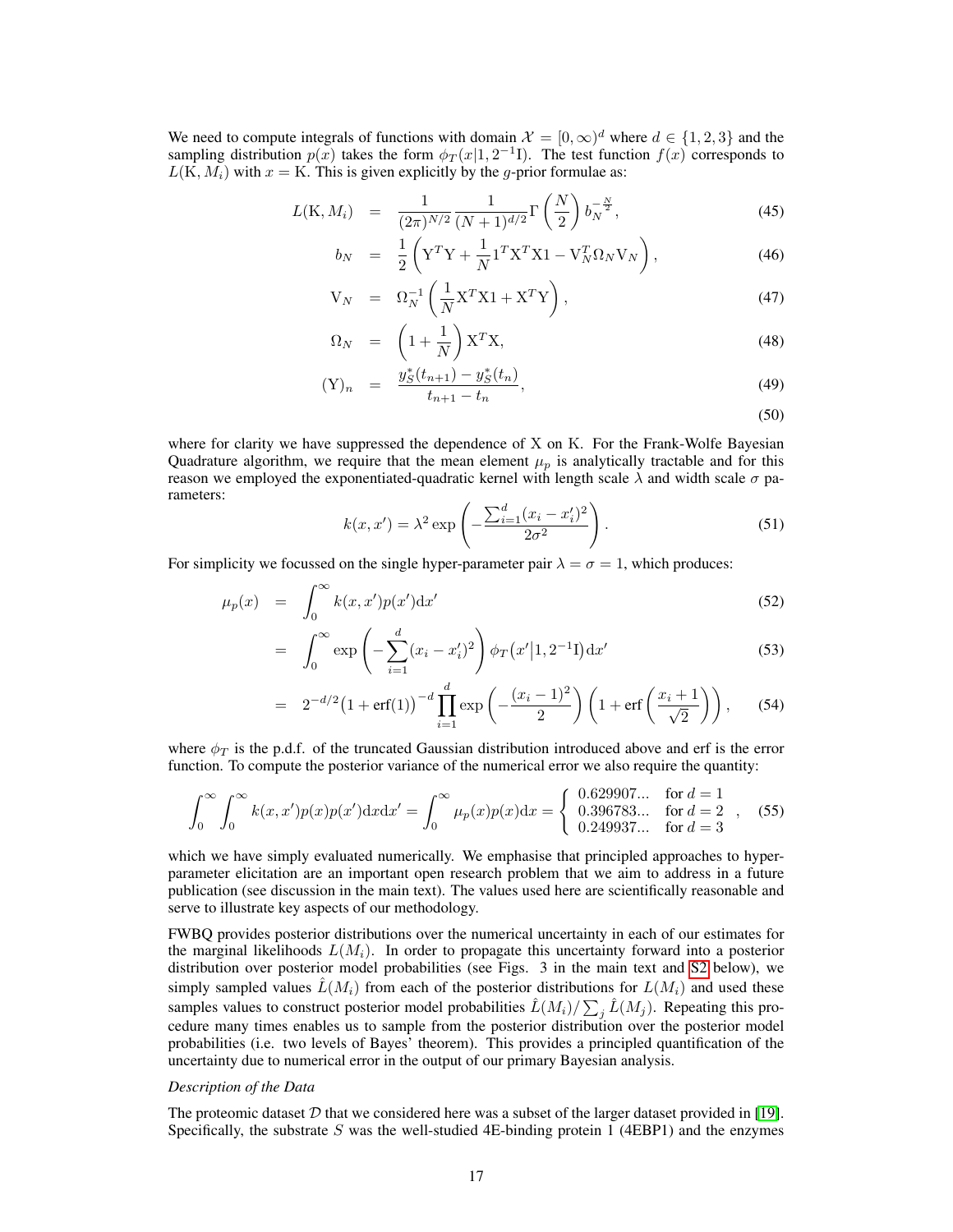We need to compute integrals of functions with domain $\mathcal{X} = [0, \infty)^d$ where $d \in \{1, 2, 3\}$ and the sampling distribution $p(x)$ takes the form $\phi_T(x|1, 2^{-1}\mathrm{I})$. The test function $f(x)$ corresponds to $L(\mathrm{K}, M_i)$ with $x = \mathrm{K}$. This is given explicitly by the $g$-prior formulae as:

$$
\begin{aligned}
L(\mathrm{K}, M_i) &= \frac{1}{(2\pi)^{N/2}} \frac{1}{(N+1)^{d/2}} \Gamma\left(\frac{N}{2}\right) b_N^{-\frac{N}{2}}, && (45) \\
b_N &= \frac{1}{2}\left(\mathrm{Y}^T\mathrm{Y} + \frac{1}{N}1^T\mathrm{X}^T\mathrm{X}1 - \mathrm{V}_N^T\Omega_N\mathrm{V}_N\right), && (46) \\
\mathrm{V}_N &= \Omega_N^{-1}\left(\frac{1}{N}\mathrm{X}^T\mathrm{X}1 + \mathrm{X}^T\mathrm{Y}\right), && (47) \\
\Omega_N &= \left(1 + \frac{1}{N}\right)\mathrm{X}^T\mathrm{X}, && (48) \\
(\mathrm{Y})_n &= \frac{y_S^*(t_{n+1}) - y_S^*(t_n)}{t_{n+1} - t_n}, && (49) \\
& && (50)
\end{aligned}
$$

where for clarity we have suppressed the dependence of X on K. For the Frank-Wolfe Bayesian Quadrature algorithm, we require that the mean element $\mu_p$ is analytically tractable and for this reason we employed the exponentiated-quadratic kernel with length scale $\lambda$ and width scale $\sigma$ parameters:

$$
k(x, x') = \lambda^2 \exp\left(-\frac{\sum_{i=1}^d (x_i - x_i')^2}{2\sigma^2}\right). \tag{51}
$$

For simplicity we focussed on the single hyper-parameter pair $\lambda = \sigma = 1$, which produces:

$$
\begin{aligned}
\mu_p(x) &= \int_0^\infty k(x, x')p(x')\mathrm{d}x' && (52) \\
&= \int_0^\infty \exp\left(-\sum_{i=1}^d (x_i - x_i')^2\right)\phi_T\big(x'\big|1, 2^{-1}\mathrm{I}\big)\mathrm{d}x' && (53) \\
&= 2^{-d/2}\big(1 + \mathrm{erf}(1)\big)^{-d}\prod_{i=1}^d \exp\left(-\frac{(x_i - 1)^2}{2}\right)\left(1 + \mathrm{erf}\left(\frac{x_i + 1}{\sqrt{2}}\right)\right), && (54)
\end{aligned}
$$

where $\phi_T$ is the p.d.f. of the truncated Gaussian distribution introduced above and erf is the error function. To compute the posterior variance of the numerical error we also require the quantity:

$$
\int_0^\infty \int_0^\infty k(x, x')p(x)p(x')\mathrm{d}x\mathrm{d}x' = \int_0^\infty \mu_p(x)p(x)\mathrm{d}x = \begin{cases} 0.629907... & \text{for } d = 1 \\ 0.396783... & \text{for } d = 2 \\ 0.249937... & \text{for } d = 3 \end{cases}, \tag{55}
$$

which we have simply evaluated numerically. We emphasise that principled approaches to hyper-parameter elicitation are an important open research problem that we aim to address in a future publication (see discussion in the main text). The values used here are scientifically reasonable and serve to illustrate key aspects of our methodology.

FWBQ provides posterior distributions over the numerical uncertainty in each of our estimates for the marginal likelihoods $L(M_i)$. In order to propagate this uncertainty forward into a posterior distribution over posterior model probabilities (see Figs. 3 in the main text and S2 below), we simply sampled values $\hat{L}(M_i)$ from each of the posterior distributions for $L(M_i)$ and used these samples values to construct posterior model probabilities $\hat{L}(M_i)/\sum_j \hat{L}(M_j)$. Repeating this procedure many times enables us to sample from the posterior distribution over the posterior model probabilities (i.e. two levels of Bayes' theorem). This provides a principled quantification of the uncertainty due to numerical error in the output of our primary Bayesian analysis.

*Description of the Data*

The proteomic dataset $\mathcal{D}$ that we considered here was a subset of the larger dataset provided in [19]. Specifically, the substrate $S$ was the well-studied 4E-binding protein 1 (4EBP1) and the enzymes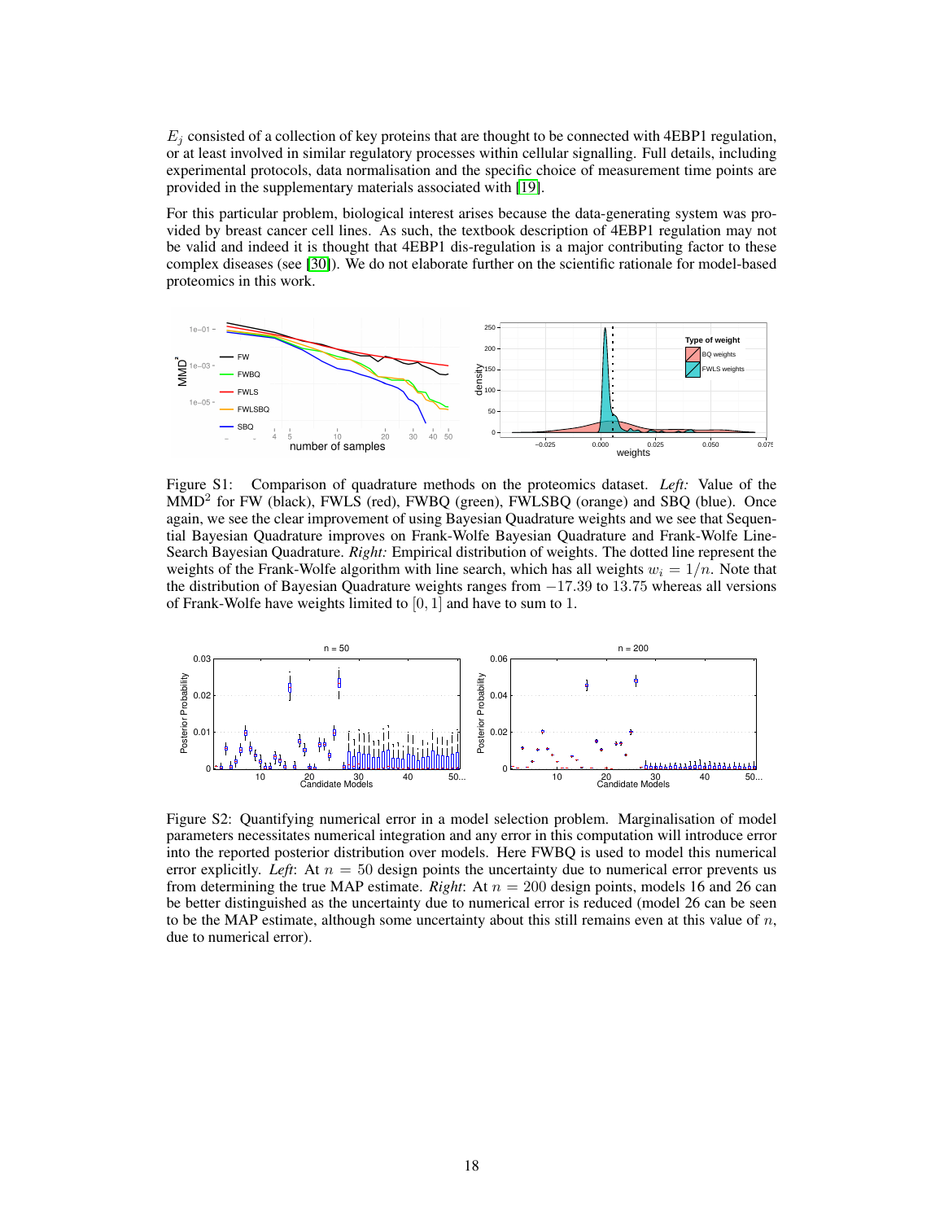$E_j$ consisted of a collection of key proteins that are thought to be connected with 4EBP1 regulation, or at least involved in similar regulatory processes within cellular signalling. Full details, including experimental protocols, data normalisation and the specific choice of measurement time points are provided in the supplementary materials associated with [19].

For this particular problem, biological interest arises because the data-generating system was provided by breast cancer cell lines. As such, the textbook description of 4EBP1 regulation may not be valid and indeed it is thought that 4EBP1 dis-regulation is a major contributing factor to these complex diseases (see [30]). We do not elaborate further on the scientific rationale for model-based proteomics in this work.

Figure S1: Comparison of quadrature methods on the proteomics dataset. *Left:* Value of the MMD$^2$ for FW (black), FWLS (red), FWBQ (green), FWLSBQ (orange) and SBQ (blue). Once again, we see the clear improvement of using Bayesian Quadrature weights and we see that Sequential Bayesian Quadrature improves on Frank-Wolfe Bayesian Quadrature and Frank-Wolfe Line-Search Bayesian Quadrature. *Right:* Empirical distribution of weights. The dotted line represent the weights of the Frank-Wolfe algorithm with line search, which has all weights $w_i = 1/n$. Note that the distribution of Bayesian Quadrature weights ranges from $-17.39$ to $13.75$ whereas all versions of Frank-Wolfe have weights limited to $[0, 1]$ and have to sum to 1.

Figure S2: Quantifying numerical error in a model selection problem. Marginalisation of model parameters necessitates numerical integration and any error in this computation will introduce error into the reported posterior distribution over models. Here FWBQ is used to model this numerical error explicitly. *Left*: At $n = 50$ design points the uncertainty due to numerical error prevents us from determining the true MAP estimate. *Right*: At $n = 200$ design points, models 16 and 26 can be better distinguished as the uncertainty due to numerical error is reduced (model 26 can be seen to be the MAP estimate, although some uncertainty about this still remains even at this value of $n$, due to numerical error).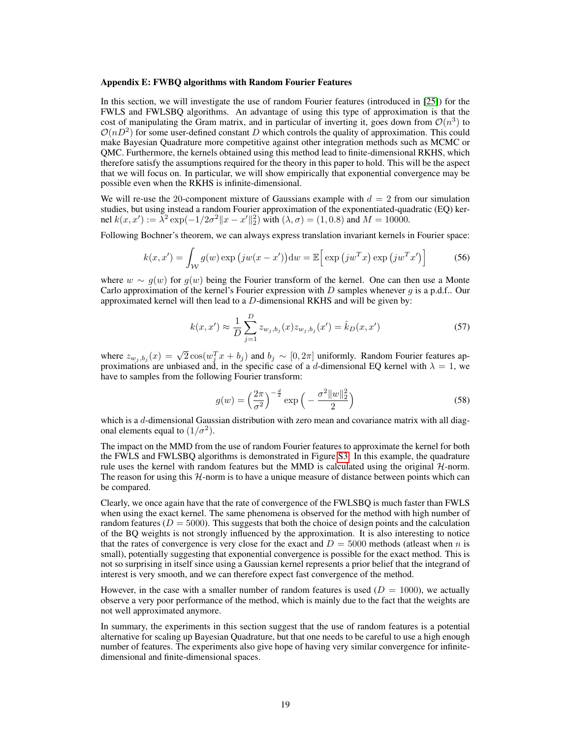**Appendix E: FWBQ algorithms with Random Fourier Features**

In this section, we will investigate the use of random Fourier features (introduced in [25]) for the FWLS and FWLSBQ algorithms. An advantage of using this type of approximation is that the cost of manipulating the Gram matrix, and in particular of inverting it, goes down from $\mathcal{O}(n^3)$ to $\mathcal{O}(nD^2)$ for some user-defined constant $D$ which controls the quality of approximation. This could make Bayesian Quadrature more competitive against other integration methods such as MCMC or QMC. Furthermore, the kernels obtained using this method lead to finite-dimensional RKHS, which therefore satisfy the assumptions required for the theory in this paper to hold. This will be the aspect that we will focus on. In particular, we will show empirically that exponential convergence may be possible even when the RKHS is infinite-dimensional.

We will re-use the 20-component mixture of Gaussians example with $d = 2$ from our simulation studies, but using instead a random Fourier approximation of the exponentiated-quadratic (EQ) kernel $k(x, x') := \lambda^2 \exp(-1/2\sigma^2 \|x - x'\|_2^2)$ with $(\lambda, \sigma) = (1, 0.8)$ and $M = 10000$.

Following Bochner's theorem, we can always express translation invariant kernels in Fourier space:

$$k(x, x') = \int_{\mathcal{W}} g(w) \exp\big(jw(x - x')\big) \mathrm{d}w = \mathbb{E}\Big[\exp\big(jw^T x\big) \exp\big(jw^T x'\big)\Big] \tag{56}$$

where $w \sim g(w)$ for $g(w)$ being the Fourier transform of the kernel. One can then use a Monte Carlo approximation of the kernel's Fourier expression with $D$ samples whenever $g$ is a p.d.f.. Our approximated kernel will then lead to a $D$-dimensional RKHS and will be given by:

$$k(x, x') \approx \frac{1}{D} \sum_{j=1}^{D} z_{w_j, b_j}(x) z_{w_j, b_j}(x') = \hat{k}_D(x, x') \tag{57}$$

where $z_{w_j, b_j}(x) = \sqrt{2} \cos(w_j^T x + b_j)$ and $b_j \sim [0, 2\pi]$ uniformly. Random Fourier features approximations are unbiased and, in the specific case of a $d$-dimensional EQ kernel with $\lambda = 1$, we have to samples from the following Fourier transform:

$$g(w) = \Big(\frac{2\pi}{\sigma^2}\Big)^{-\frac{d}{2}} \exp\Big(-\frac{\sigma^2 \|w\|_2^2}{2}\Big) \tag{58}$$

which is a $d$-dimensional Gaussian distribution with zero mean and covariance matrix with all diagonal elements equal to $(1/\sigma^2)$.

The impact on the MMD from the use of random Fourier features to approximate the kernel for both the FWLS and FWLSBQ algorithms is demonstrated in Figure S3. In this example, the quadrature rule uses the kernel with random features but the MMD is calculated using the original $\mathcal{H}$-norm. The reason for using this $\mathcal{H}$-norm is to have a unique measure of distance between points which can be compared.

Clearly, we once again have that the rate of convergence of the FWLSBQ is much faster than FWLS when using the exact kernel. The same phenomena is observed for the method with high number of random features ($D = 5000$). This suggests that both the choice of design points and the calculation of the BQ weights is not strongly influenced by the approximation. It is also interesting to notice that the rates of convergence is very close for the exact and $D = 5000$ methods (atleast when $n$ is small), potentially suggesting that exponential convergence is possible for the exact method. This is not so surprising in itself since using a Gaussian kernel represents a prior belief that the integrand of interest is very smooth, and we can therefore expect fast convergence of the method.

However, in the case with a smaller number of random features is used ($D = 1000$), we actually observe a very poor performance of the method, which is mainly due to the fact that the weights are not well approximated anymore.

In summary, the experiments in this section suggest that the use of random features is a potential alternative for scaling up Bayesian Quadrature, but that one needs to be careful to use a high enough number of features. The experiments also give hope of having very similar convergence for infinite-dimensional and finite-dimensional spaces.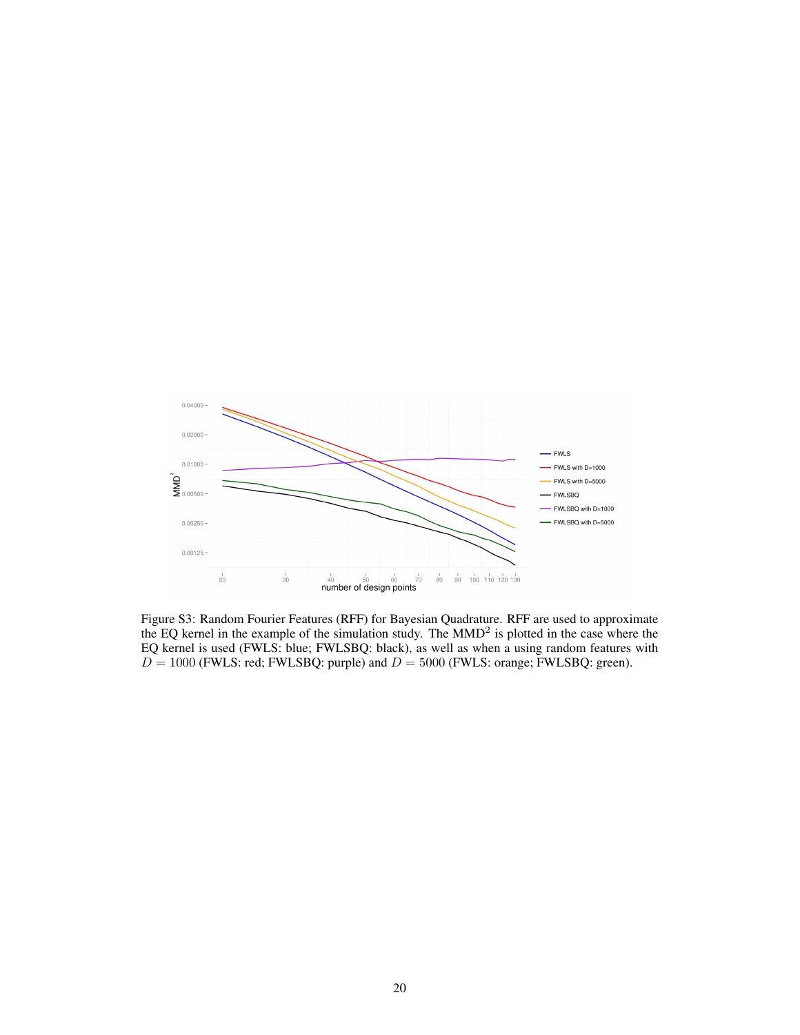0.04000
0.02000
0.01000
0.00500
0.00250
0.00125

MMD²

20 30 40 50 60 70 80 90 100 110 120 130

number of design points

FWLS
FWLS with D=1000
FWLS with D=5000
FWLSBQ
FWLSBQ with D=1000
FWLSBQ with D=5000

Figure S3: Random Fourier Features (RFF) for Bayesian Quadrature. RFF are used to approximate the EQ kernel in the example of the simulation study. The $\text{MMD}^2$ is plotted in the case where the EQ kernel is used (FWLS: blue; FWLSBQ: black), as well as when a using random features with $D = 1000$ (FWLS: red; FWLSBQ: purple) and $D = 5000$ (FWLS: orange; FWLSBQ: green).